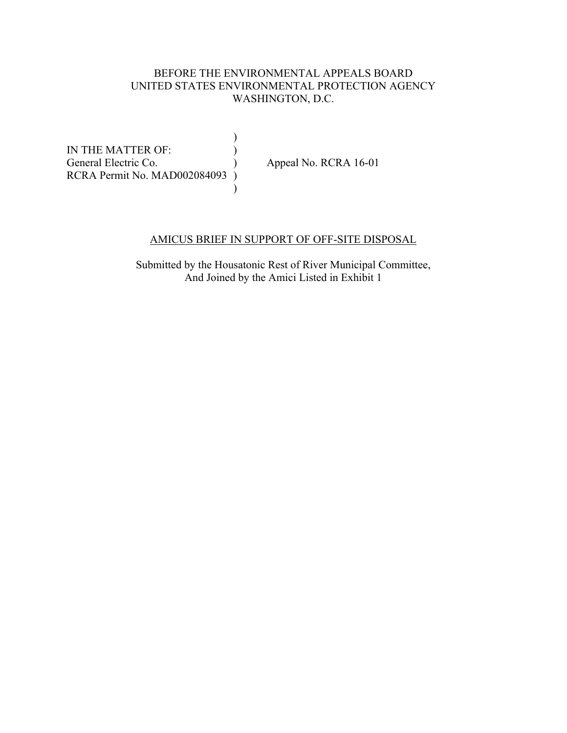BEFORE THE ENVIRONMENTAL APPEALS BOARD
UNITED STATES ENVIRONMENTAL PROTECTION AGENCY
WASHINGTON, D.C.

IN THE MATTER OF:
General Electric Co.
RCRA Permit No. MAD002084093

Appeal No. RCRA 16-01

AMICUS BRIEF IN SUPPORT OF OFF-SITE DISPOSAL

Submitted by the Housatonic Rest of River Municipal Committee,
And Joined by the Amici Listed in Exhibit 1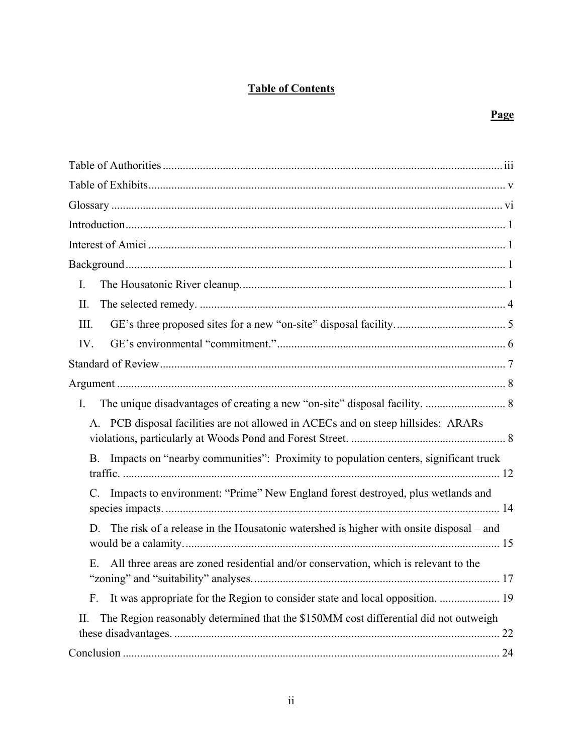# Table of Contents

**Page**

Table of Authorities ... iii

Table of Exhibits ... v

Glossary ... vi

Introduction ... 1

Interest of Amici ... 1

Background ... 1

- I. The Housatonic River cleanup. ... 1
- II. The selected remedy. ... 4
- III. GE's three proposed sites for a new "on-site" disposal facility. ... 5
- IV. GE's environmental "commitment." ... 6

Standard of Review ... 7

Argument ... 8

- I. The unique disadvantages of creating a new "on-site" disposal facility. ... 8
  - A. PCB disposal facilities are not allowed in ACECs and on steep hillsides: ARARs violations, particularly at Woods Pond and Forest Street. ... 8
  - B. Impacts on "nearby communities": Proximity to population centers, significant truck traffic. ... 12
  - C. Impacts to environment: "Prime" New England forest destroyed, plus wetlands and species impacts. ... 14
  - D. The risk of a release in the Housatonic watershed is higher with onsite disposal – and would be a calamity. ... 15
  - E. All three areas are zoned residential and/or conservation, which is relevant to the "zoning" and "suitability" analyses. ... 17
  - F. It was appropriate for the Region to consider state and local opposition. ... 19
- II. The Region reasonably determined that the $150MM cost differential did not outweigh these disadvantages. ... 22

Conclusion ... 24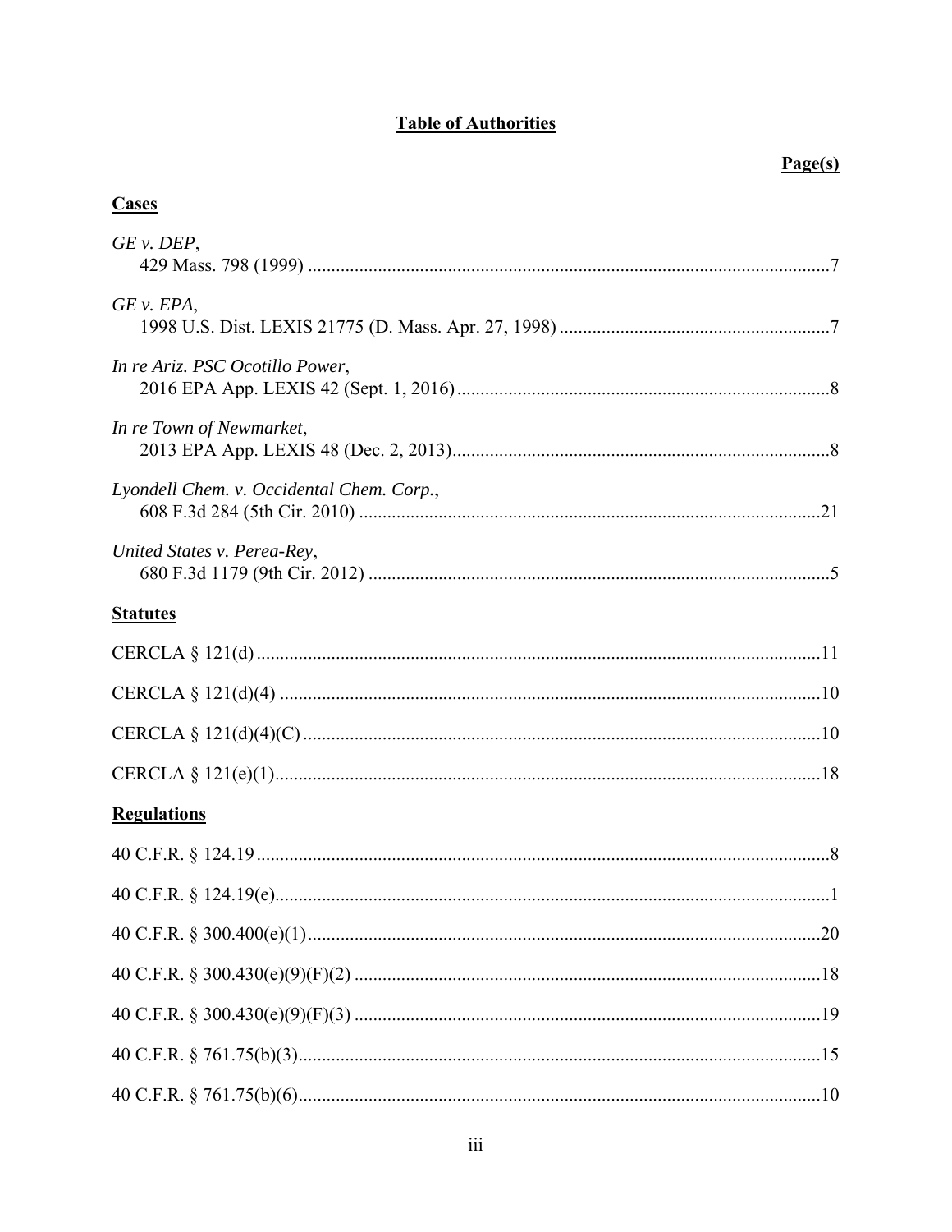# Table of Authorities

**Page(s)**

## Cases

*GE v. DEP*,
429 Mass. 798 (1999) ....................................................................................................7

*GE v. EPA*,
1998 U.S. Dist. LEXIS 21775 (D. Mass. Apr. 27, 1998) ..............................................7

*In re Ariz. PSC Ocotillo Power*,
2016 EPA App. LEXIS 42 (Sept. 1, 2016) ......................................................................8

*In re Town of Newmarket*,
2013 EPA App. LEXIS 48 (Dec. 2, 2013) .......................................................................8

*Lyondell Chem. v. Occidental Chem. Corp.*,
608 F.3d 284 (5th Cir. 2010) .........................................................................................21

*United States v. Perea-Rey*,
680 F.3d 1179 (9th Cir. 2012) .........................................................................................5

## Statutes

CERCLA § 121(d) ..............................................................................................................11

CERCLA § 121(d)(4) .........................................................................................................10

CERCLA § 121(d)(4)(C) ....................................................................................................10

CERCLA § 121(e)(1) ..........................................................................................................18

## Regulations

40 C.F.R. § 124.19 ...............................................................................................................8

40 C.F.R. § 124.19(e) ...........................................................................................................1

40 C.F.R. § 300.400(e)(1) ...................................................................................................20

40 C.F.R. § 300.430(e)(9)(F)(2) .........................................................................................18

40 C.F.R. § 300.430(e)(9)(F)(3) .........................................................................................19

40 C.F.R. § 761.75(b)(3) .....................................................................................................15

40 C.F.R. § 761.75(b)(6) .....................................................................................................10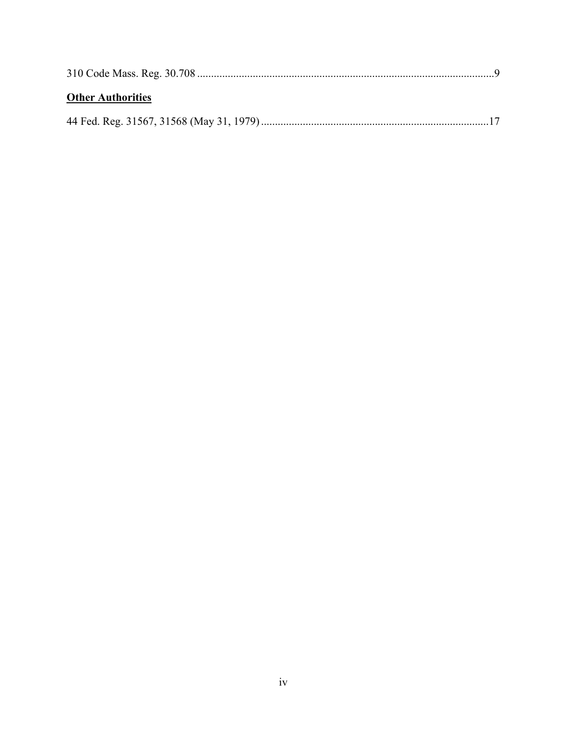310 Code Mass. Reg. 30.708 ..........................................................................................................9

**<u>Other Authorities</u>**

44 Fed. Reg. 31567, 31568 (May 31, 1979) .................................................................................17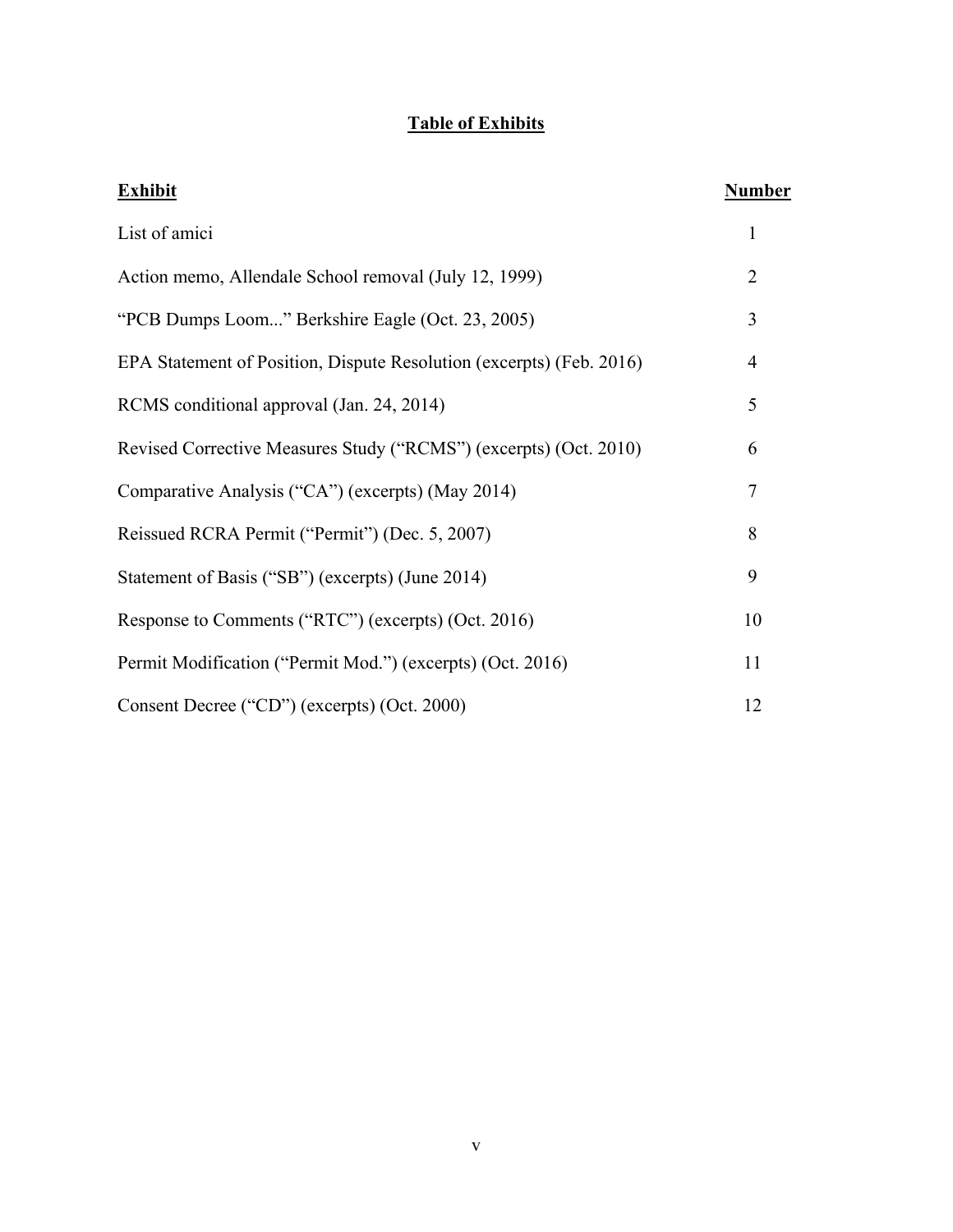# Table of Exhibits

| Exhibit | Number |
|---|---|
| List of amici | 1 |
| Action memo, Allendale School removal (July 12, 1999) | 2 |
| "PCB Dumps Loom..." Berkshire Eagle (Oct. 23, 2005) | 3 |
| EPA Statement of Position, Dispute Resolution (excerpts) (Feb. 2016) | 4 |
| RCMS conditional approval (Jan. 24, 2014) | 5 |
| Revised Corrective Measures Study ("RCMS") (excerpts) (Oct. 2010) | 6 |
| Comparative Analysis ("CA") (excerpts) (May 2014) | 7 |
| Reissued RCRA Permit ("Permit") (Dec. 5, 2007) | 8 |
| Statement of Basis ("SB") (excerpts) (June 2014) | 9 |
| Response to Comments ("RTC") (excerpts) (Oct. 2016) | 10 |
| Permit Modification ("Permit Mod.") (excerpts) (Oct. 2016) | 11 |
| Consent Decree ("CD") (excerpts) (Oct. 2000) | 12 |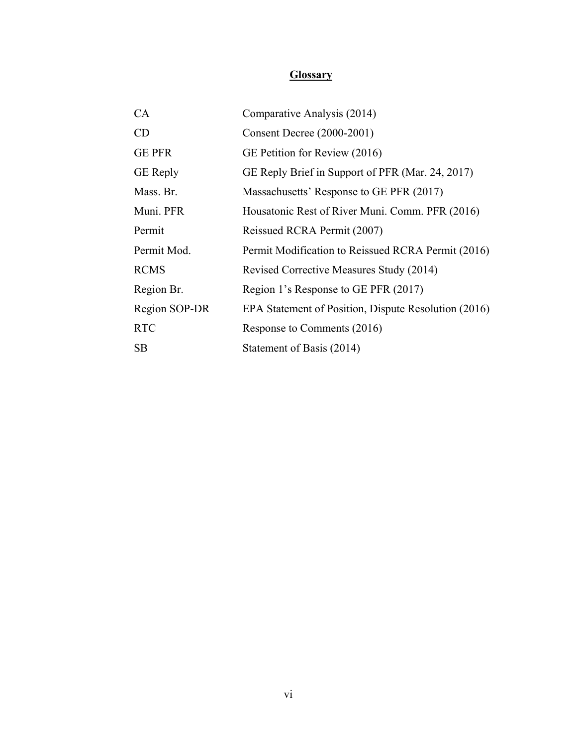## Glossary

| | |
|---|---|
| CA | Comparative Analysis (2014) |
| CD | Consent Decree (2000-2001) |
| GE PFR | GE Petition for Review (2016) |
| GE Reply | GE Reply Brief in Support of PFR (Mar. 24, 2017) |
| Mass. Br. | Massachusetts' Response to GE PFR (2017) |
| Muni. PFR | Housatonic Rest of River Muni. Comm. PFR (2016) |
| Permit | Reissued RCRA Permit (2007) |
| Permit Mod. | Permit Modification to Reissued RCRA Permit (2016) |
| RCMS | Revised Corrective Measures Study (2014) |
| Region Br. | Region 1's Response to GE PFR (2017) |
| Region SOP-DR | EPA Statement of Position, Dispute Resolution (2016) |
| RTC | Response to Comments (2016) |
| SB | Statement of Basis (2014) |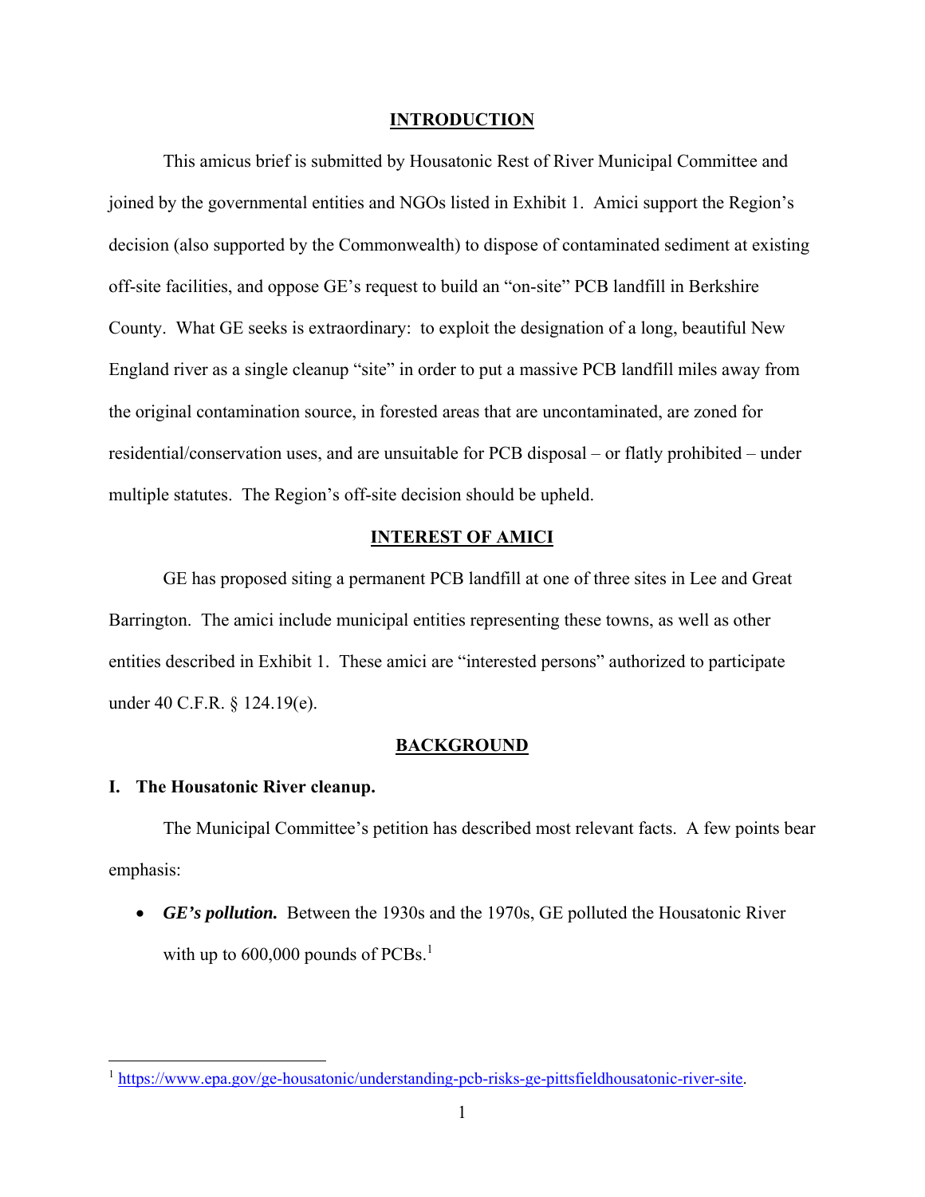## INTRODUCTION

This amicus brief is submitted by Housatonic Rest of River Municipal Committee and joined by the governmental entities and NGOs listed in Exhibit 1. Amici support the Region's decision (also supported by the Commonwealth) to dispose of contaminated sediment at existing off-site facilities, and oppose GE's request to build an "on-site" PCB landfill in Berkshire County. What GE seeks is extraordinary: to exploit the designation of a long, beautiful New England river as a single cleanup "site" in order to put a massive PCB landfill miles away from the original contamination source, in forested areas that are uncontaminated, are zoned for residential/conservation uses, and are unsuitable for PCB disposal – or flatly prohibited – under multiple statutes. The Region's off-site decision should be upheld.

## INTEREST OF AMICI

GE has proposed siting a permanent PCB landfill at one of three sites in Lee and Great Barrington. The amici include municipal entities representing these towns, as well as other entities described in Exhibit 1. These amici are "interested persons" authorized to participate under 40 C.F.R. § 124.19(e).

## BACKGROUND

### I. The Housatonic River cleanup.

The Municipal Committee's petition has described most relevant facts. A few points bear emphasis:

- ***GE's pollution.*** Between the 1930s and the 1970s, GE polluted the Housatonic River with up to 600,000 pounds of PCBs.[1]

---

[1] https://www.epa.gov/ge-housatonic/understanding-pcb-risks-ge-pittsfieldhousatonic-river-site.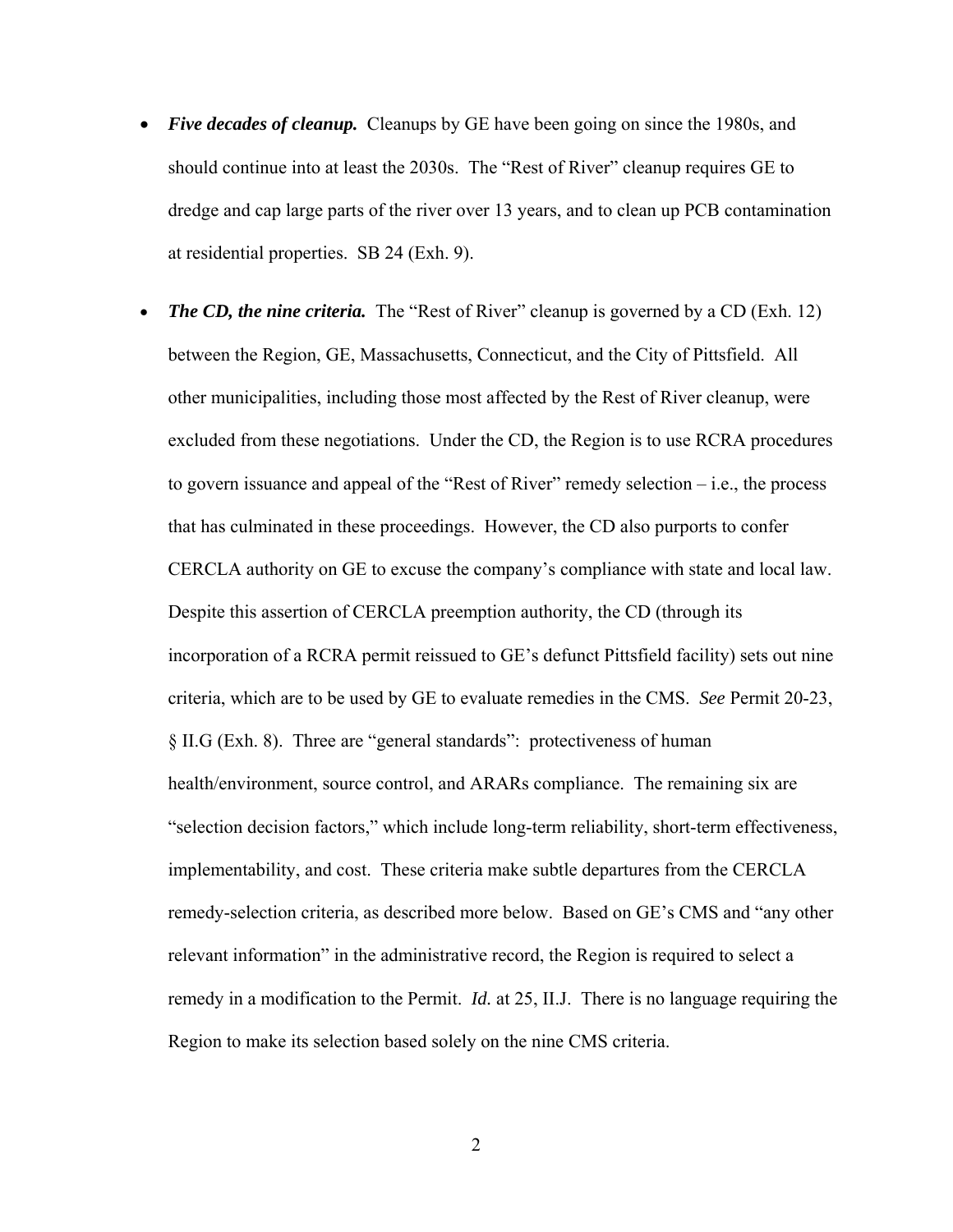- ***Five decades of cleanup.*** Cleanups by GE have been going on since the 1980s, and should continue into at least the 2030s. The "Rest of River" cleanup requires GE to dredge and cap large parts of the river over 13 years, and to clean up PCB contamination at residential properties. SB 24 (Exh. 9).

- ***The CD, the nine criteria.*** The "Rest of River" cleanup is governed by a CD (Exh. 12) between the Region, GE, Massachusetts, Connecticut, and the City of Pittsfield. All other municipalities, including those most affected by the Rest of River cleanup, were excluded from these negotiations. Under the CD, the Region is to use RCRA procedures to govern issuance and appeal of the "Rest of River" remedy selection – i.e., the process that has culminated in these proceedings. However, the CD also purports to confer CERCLA authority on GE to excuse the company's compliance with state and local law. Despite this assertion of CERCLA preemption authority, the CD (through its incorporation of a RCRA permit reissued to GE's defunct Pittsfield facility) sets out nine criteria, which are to be used by GE to evaluate remedies in the CMS. *See* Permit 20-23, § II.G (Exh. 8). Three are "general standards": protectiveness of human health/environment, source control, and ARARs compliance. The remaining six are "selection decision factors," which include long-term reliability, short-term effectiveness, implementability, and cost. These criteria make subtle departures from the CERCLA remedy-selection criteria, as described more below. Based on GE's CMS and "any other relevant information" in the administrative record, the Region is required to select a remedy in a modification to the Permit. *Id.* at 25, II.J. There is no language requiring the Region to make its selection based solely on the nine CMS criteria.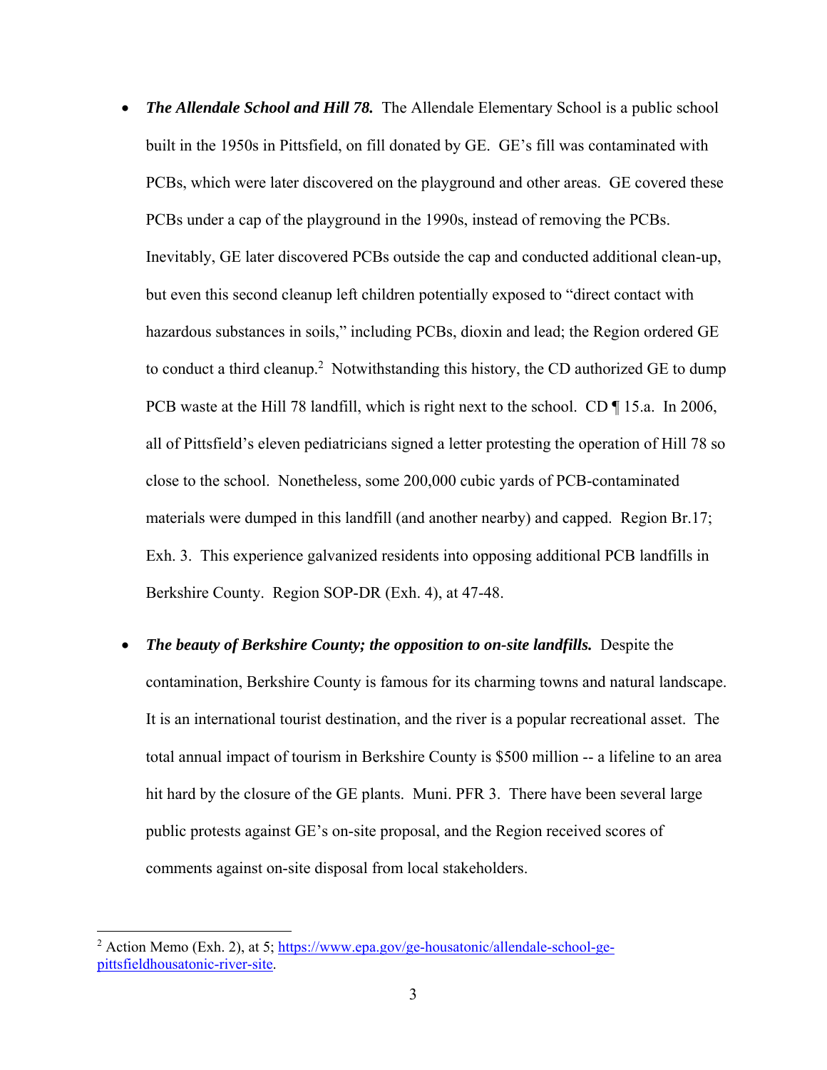- ***The Allendale School and Hill 78.*** The Allendale Elementary School is a public school built in the 1950s in Pittsfield, on fill donated by GE. GE's fill was contaminated with PCBs, which were later discovered on the playground and other areas. GE covered these PCBs under a cap of the playground in the 1990s, instead of removing the PCBs. Inevitably, GE later discovered PCBs outside the cap and conducted additional clean-up, but even this second cleanup left children potentially exposed to "direct contact with hazardous substances in soils," including PCBs, dioxin and lead; the Region ordered GE to conduct a third cleanup.[2] Notwithstanding this history, the CD authorized GE to dump PCB waste at the Hill 78 landfill, which is right next to the school. CD ¶ 15.a. In 2006, all of Pittsfield's eleven pediatricians signed a letter protesting the operation of Hill 78 so close to the school. Nonetheless, some 200,000 cubic yards of PCB-contaminated materials were dumped in this landfill (and another nearby) and capped. Region Br.17; Exh. 3. This experience galvanized residents into opposing additional PCB landfills in Berkshire County. Region SOP-DR (Exh. 4), at 47-48.

- ***The beauty of Berkshire County; the opposition to on-site landfills.*** Despite the contamination, Berkshire County is famous for its charming towns and natural landscape. It is an international tourist destination, and the river is a popular recreational asset. The total annual impact of tourism in Berkshire County is $500 million -- a lifeline to an area hit hard by the closure of the GE plants. Muni. PFR 3. There have been several large public protests against GE's on-site proposal, and the Region received scores of comments against on-site disposal from local stakeholders.

---

[2] Action Memo (Exh. 2), at 5; https://www.epa.gov/ge-housatonic/allendale-school-ge-pittsfieldhousatonic-river-site.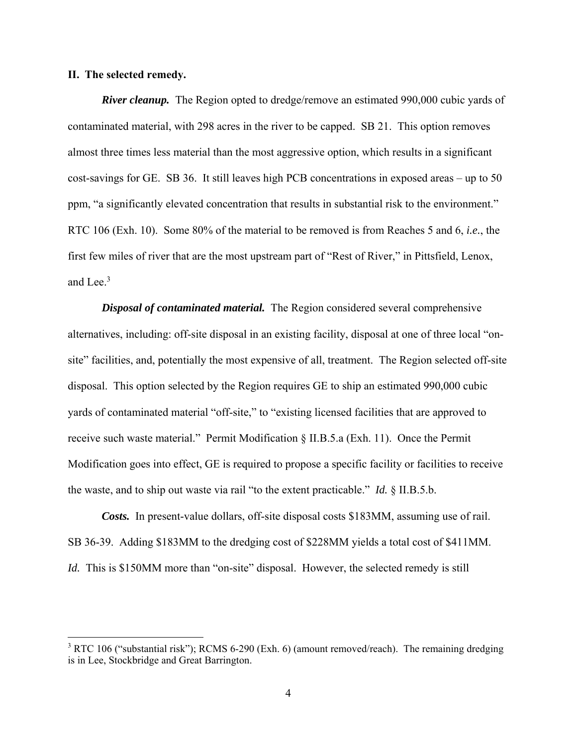## II. The selected remedy.

***River cleanup.*** The Region opted to dredge/remove an estimated 990,000 cubic yards of contaminated material, with 298 acres in the river to be capped. SB 21. This option removes almost three times less material than the most aggressive option, which results in a significant cost-savings for GE. SB 36. It still leaves high PCB concentrations in exposed areas – up to 50 ppm, "a significantly elevated concentration that results in substantial risk to the environment." RTC 106 (Exh. 10). Some 80% of the material to be removed is from Reaches 5 and 6, *i.e.*, the first few miles of river that are the most upstream part of "Rest of River," in Pittsfield, Lenox, and Lee.[3]

***Disposal of contaminated material.*** The Region considered several comprehensive alternatives, including: off-site disposal in an existing facility, disposal at one of three local "on-site" facilities, and, potentially the most expensive of all, treatment. The Region selected off-site disposal. This option selected by the Region requires GE to ship an estimated 990,000 cubic yards of contaminated material "off-site," to "existing licensed facilities that are approved to receive such waste material." Permit Modification § II.B.5.a (Exh. 11). Once the Permit Modification goes into effect, GE is required to propose a specific facility or facilities to receive the waste, and to ship out waste via rail "to the extent practicable." *Id.* § II.B.5.b.

***Costs.*** In present-value dollars, off-site disposal costs $183MM, assuming use of rail. SB 36-39. Adding $183MM to the dredging cost of $228MM yields a total cost of $411MM. *Id.* This is $150MM more than "on-site" disposal. However, the selected remedy is still

[3] RTC 106 ("substantial risk"); RCMS 6-290 (Exh. 6) (amount removed/reach). The remaining dredging is in Lee, Stockbridge and Great Barrington.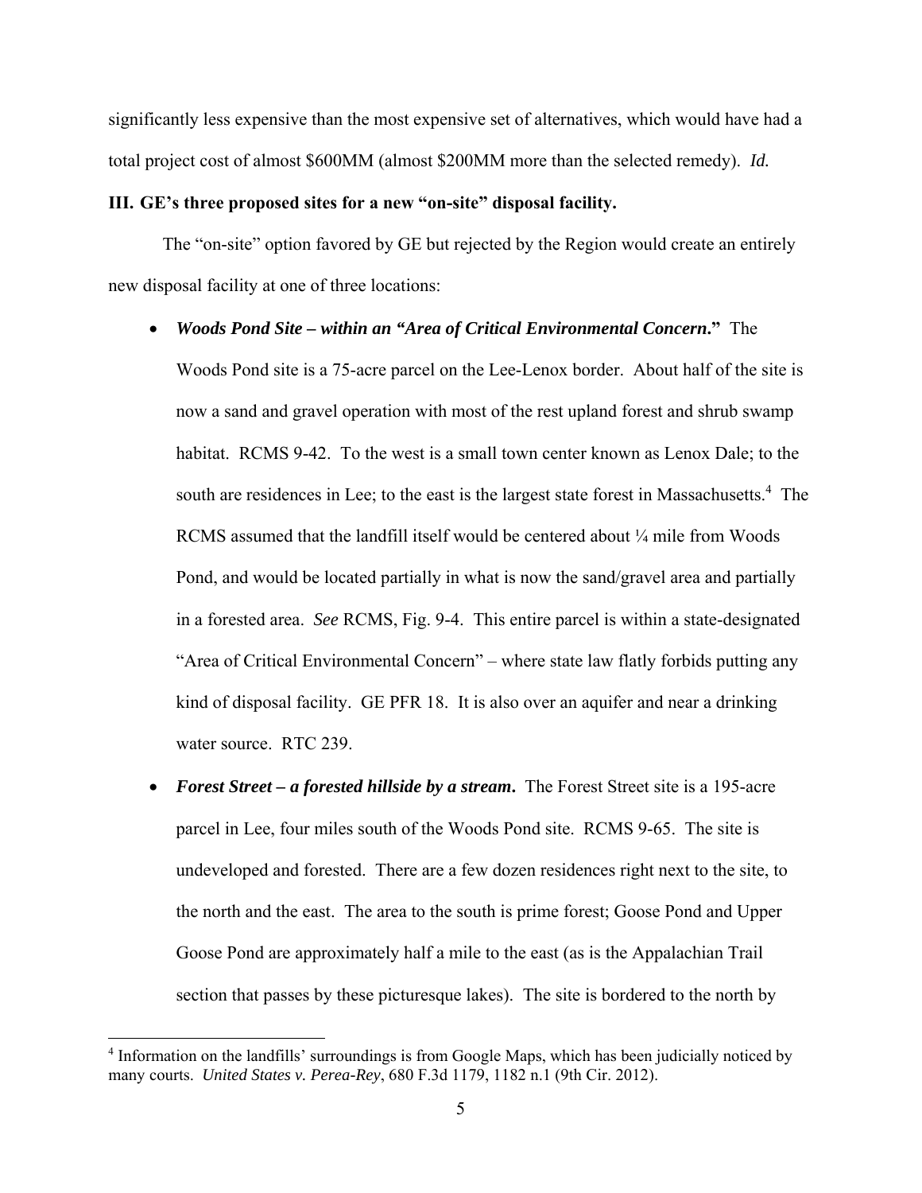significantly less expensive than the most expensive set of alternatives, which would have had a total project cost of almost $600MM (almost $200MM more than the selected remedy). *Id.*

### III. GE's three proposed sites for a new "on-site" disposal facility.

The "on-site" option favored by GE but rejected by the Region would create an entirely new disposal facility at one of three locations:

- ***Woods Pond Site – within an "Area of Critical Environmental Concern."*** The Woods Pond site is a 75-acre parcel on the Lee-Lenox border. About half of the site is now a sand and gravel operation with most of the rest upland forest and shrub swamp habitat. RCMS 9-42. To the west is a small town center known as Lenox Dale; to the south are residences in Lee; to the east is the largest state forest in Massachusetts.[4] The RCMS assumed that the landfill itself would be centered about ¼ mile from Woods Pond, and would be located partially in what is now the sand/gravel area and partially in a forested area. *See* RCMS, Fig. 9-4. This entire parcel is within a state-designated "Area of Critical Environmental Concern" – where state law flatly forbids putting any kind of disposal facility. GE PFR 18. It is also over an aquifer and near a drinking water source. RTC 239.

- ***Forest Street – a forested hillside by a stream.*** The Forest Street site is a 195-acre parcel in Lee, four miles south of the Woods Pond site. RCMS 9-65. The site is undeveloped and forested. There are a few dozen residences right next to the site, to the north and the east. The area to the south is prime forest; Goose Pond and Upper Goose Pond are approximately half a mile to the east (as is the Appalachian Trail section that passes by these picturesque lakes). The site is bordered to the north by

---

[4] Information on the landfills' surroundings is from Google Maps, which has been judicially noticed by many courts. *United States v. Perea-Rey*, 680 F.3d 1179, 1182 n.1 (9th Cir. 2012).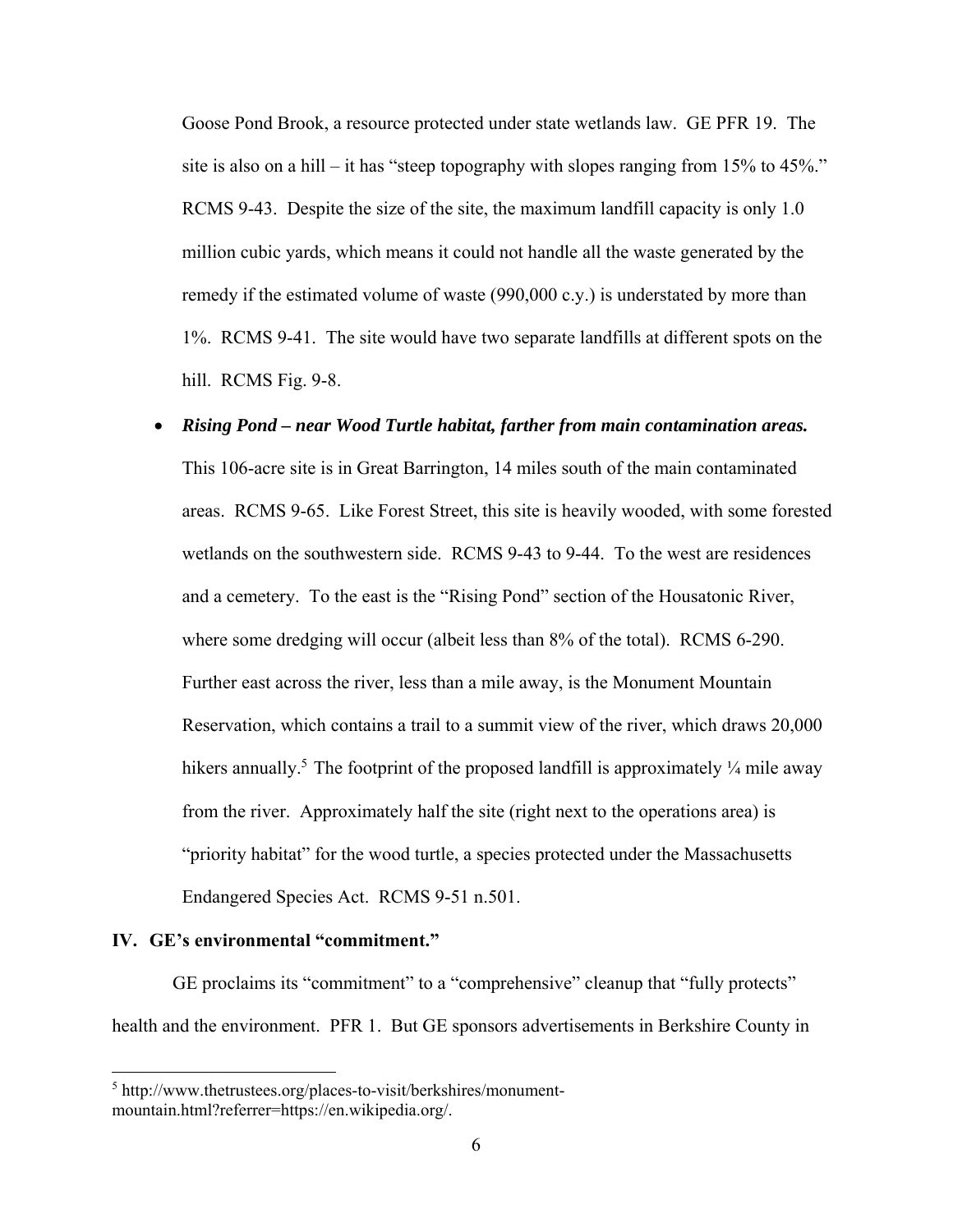Goose Pond Brook, a resource protected under state wetlands law. GE PFR 19. The site is also on a hill – it has "steep topography with slopes ranging from 15% to 45%." RCMS 9-43. Despite the size of the site, the maximum landfill capacity is only 1.0 million cubic yards, which means it could not handle all the waste generated by the remedy if the estimated volume of waste (990,000 c.y.) is understated by more than 1%. RCMS 9-41. The site would have two separate landfills at different spots on the hill. RCMS Fig. 9-8.

- ***Rising Pond – near Wood Turtle habitat, farther from main contamination areas.*** This 106-acre site is in Great Barrington, 14 miles south of the main contaminated areas. RCMS 9-65. Like Forest Street, this site is heavily wooded, with some forested wetlands on the southwestern side. RCMS 9-43 to 9-44. To the west are residences and a cemetery. To the east is the "Rising Pond" section of the Housatonic River, where some dredging will occur (albeit less than 8% of the total). RCMS 6-290. Further east across the river, less than a mile away, is the Monument Mountain Reservation, which contains a trail to a summit view of the river, which draws 20,000 hikers annually.[5] The footprint of the proposed landfill is approximately ¼ mile away from the river. Approximately half the site (right next to the operations area) is "priority habitat" for the wood turtle, a species protected under the Massachusetts Endangered Species Act. RCMS 9-51 n.501.

## IV. GE's environmental "commitment."

GE proclaims its "commitment" to a "comprehensive" cleanup that "fully protects" health and the environment. PFR 1. But GE sponsors advertisements in Berkshire County in

[5] http://www.thetrustees.org/places-to-visit/berkshires/monument-mountain.html?referrer=https://en.wikipedia.org/.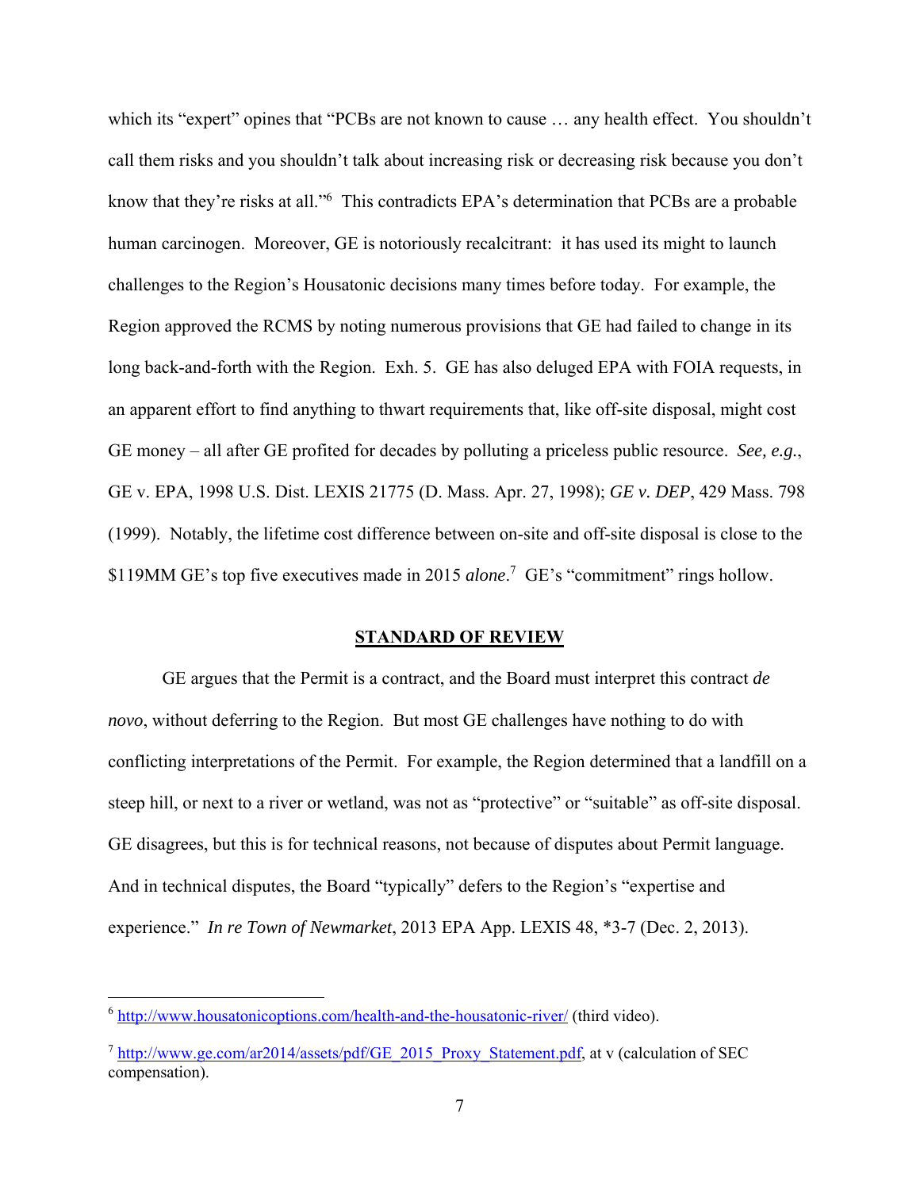which its "expert" opines that "PCBs are not known to cause … any health effect. You shouldn't call them risks and you shouldn't talk about increasing risk or decreasing risk because you don't know that they're risks at all."[6] This contradicts EPA's determination that PCBs are a probable human carcinogen. Moreover, GE is notoriously recalcitrant: it has used its might to launch challenges to the Region's Housatonic decisions many times before today. For example, the Region approved the RCMS by noting numerous provisions that GE had failed to change in its long back-and-forth with the Region. Exh. 5. GE has also deluged EPA with FOIA requests, in an apparent effort to find anything to thwart requirements that, like off-site disposal, might cost GE money – all after GE profited for decades by polluting a priceless public resource. *See, e.g.*, GE v. EPA, 1998 U.S. Dist. LEXIS 21775 (D. Mass. Apr. 27, 1998); *GE v. DEP*, 429 Mass. 798 (1999). Notably, the lifetime cost difference between on-site and off-site disposal is close to the $119MM GE's top five executives made in 2015 ***alone***.[7] GE's "commitment" rings hollow.

## STANDARD OF REVIEW

GE argues that the Permit is a contract, and the Board must interpret this contract *de novo*, without deferring to the Region. But most GE challenges have nothing to do with conflicting interpretations of the Permit. For example, the Region determined that a landfill on a steep hill, or next to a river or wetland, was not as "protective" or "suitable" as off-site disposal. GE disagrees, but this is for technical reasons, not because of disputes about Permit language. And in technical disputes, the Board "typically" defers to the Region's "expertise and experience." *In re Town of Newmarket*, 2013 EPA App. LEXIS 48, *3-7 (Dec. 2, 2013).

---

[6] http://www.housatonicoptions.com/health-and-the-housatonic-river/ (third video).

[7] http://www.ge.com/ar2014/assets/pdf/GE_2015_Proxy_Statement.pdf, at v (calculation of SEC compensation).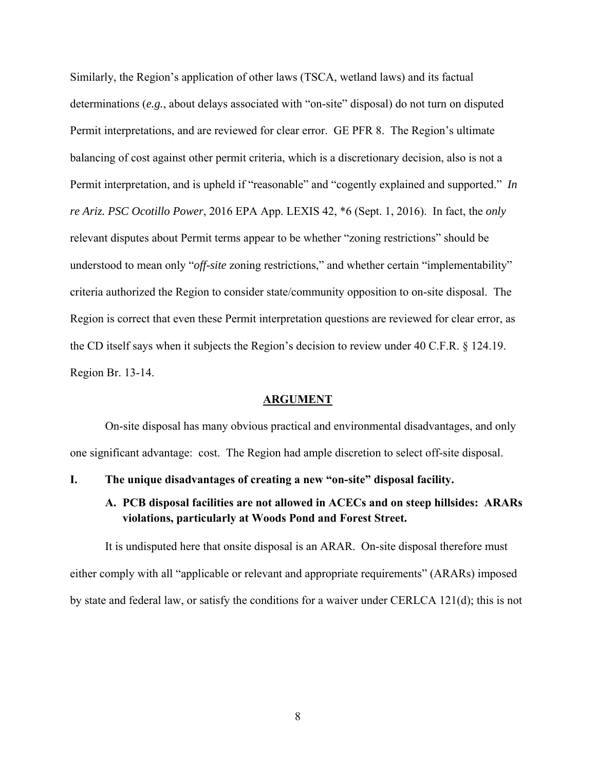Similarly, the Region's application of other laws (TSCA, wetland laws) and its factual determinations (*e.g.*, about delays associated with "on-site" disposal) do not turn on disputed Permit interpretations, and are reviewed for clear error. GE PFR 8. The Region's ultimate balancing of cost against other permit criteria, which is a discretionary decision, also is not a Permit interpretation, and is upheld if "reasonable" and "cogently explained and supported." *In re Ariz. PSC Ocotillo Power*, 2016 EPA App. LEXIS 42, *6 (Sept. 1, 2016). In fact, the *only* relevant disputes about Permit terms appear to be whether "zoning restrictions" should be understood to mean only "*off-site* zoning restrictions," and whether certain "implementability" criteria authorized the Region to consider state/community opposition to on-site disposal. The Region is correct that even these Permit interpretation questions are reviewed for clear error, as the CD itself says when it subjects the Region's decision to review under 40 C.F.R. § 124.19. Region Br. 13-14.

## ARGUMENT

On-site disposal has many obvious practical and environmental disadvantages, and only one significant advantage: cost. The Region had ample discretion to select off-site disposal.

### I. The unique disadvantages of creating a new "on-site" disposal facility.

#### A. PCB disposal facilities are not allowed in ACECs and on steep hillsides: ARARs violations, particularly at Woods Pond and Forest Street.

It is undisputed here that onsite disposal is an ARAR. On-site disposal therefore must either comply with all "applicable or relevant and appropriate requirements" (ARARs) imposed by state and federal law, or satisfy the conditions for a waiver under CERLCA 121(d); this is not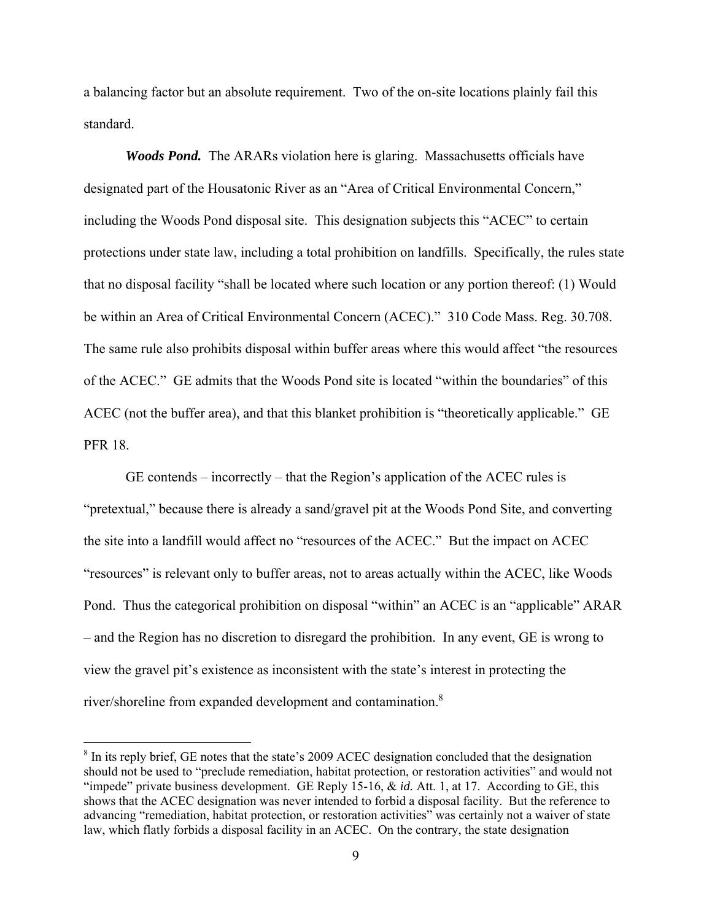a balancing factor but an absolute requirement. Two of the on-site locations plainly fail this standard.

***Woods Pond.*** The ARARs violation here is glaring. Massachusetts officials have designated part of the Housatonic River as an "Area of Critical Environmental Concern," including the Woods Pond disposal site. This designation subjects this "ACEC" to certain protections under state law, including a total prohibition on landfills. Specifically, the rules state that no disposal facility "shall be located where such location or any portion thereof: (1) Would be within an Area of Critical Environmental Concern (ACEC)." 310 Code Mass. Reg. 30.708. The same rule also prohibits disposal within buffer areas where this would affect "the resources of the ACEC." GE admits that the Woods Pond site is located "within the boundaries" of this ACEC (not the buffer area), and that this blanket prohibition is "theoretically applicable." GE PFR 18.

GE contends – incorrectly – that the Region's application of the ACEC rules is "pretextual," because there is already a sand/gravel pit at the Woods Pond Site, and converting the site into a landfill would affect no "resources of the ACEC." But the impact on ACEC "resources" is relevant only to buffer areas, not to areas actually within the ACEC, like Woods Pond. Thus the categorical prohibition on disposal "within" an ACEC is an "applicable" ARAR – and the Region has no discretion to disregard the prohibition. In any event, GE is wrong to view the gravel pit's existence as inconsistent with the state's interest in protecting the river/shoreline from expanded development and contamination.[8]

---

[8] In its reply brief, GE notes that the state's 2009 ACEC designation concluded that the designation should not be used to "preclude remediation, habitat protection, or restoration activities" and would not "impede" private business development. GE Reply 15-16, & *id.* Att. 1, at 17. According to GE, this shows that the ACEC designation was never intended to forbid a disposal facility. But the reference to advancing "remediation, habitat protection, or restoration activities" was certainly not a waiver of state law, which flatly forbids a disposal facility in an ACEC. On the contrary, the state designation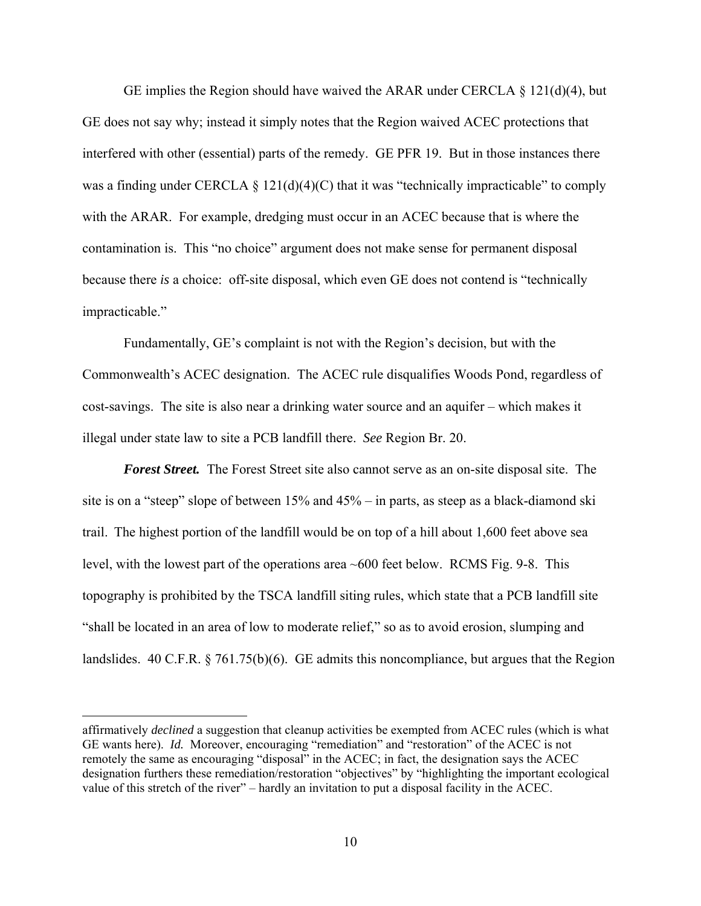GE implies the Region should have waived the ARAR under CERCLA § 121(d)(4), but GE does not say why; instead it simply notes that the Region waived ACEC protections that interfered with other (essential) parts of the remedy. GE PFR 19. But in those instances there was a finding under CERCLA § 121(d)(4)(C) that it was "technically impracticable" to comply with the ARAR. For example, dredging must occur in an ACEC because that is where the contamination is. This "no choice" argument does not make sense for permanent disposal because there *is* a choice: off-site disposal, which even GE does not contend is "technically impracticable."

Fundamentally, GE's complaint is not with the Region's decision, but with the Commonwealth's ACEC designation. The ACEC rule disqualifies Woods Pond, regardless of cost-savings. The site is also near a drinking water source and an aquifer – which makes it illegal under state law to site a PCB landfill there. *See* Region Br. 20.

***Forest Street.*** The Forest Street site also cannot serve as an on-site disposal site. The site is on a "steep" slope of between 15% and 45% – in parts, as steep as a black-diamond ski trail. The highest portion of the landfill would be on top of a hill about 1,600 feet above sea level, with the lowest part of the operations area ~600 feet below. RCMS Fig. 9-8. This topography is prohibited by the TSCA landfill siting rules, which state that a PCB landfill site "shall be located in an area of low to moderate relief," so as to avoid erosion, slumping and landslides. 40 C.F.R. § 761.75(b)(6). GE admits this noncompliance, but argues that the Region

---

affirmatively *declined* a suggestion that cleanup activities be exempted from ACEC rules (which is what GE wants here). *Id.* Moreover, encouraging "remediation" and "restoration" of the ACEC is not remotely the same as encouraging "disposal" in the ACEC; in fact, the designation says the ACEC designation furthers these remediation/restoration "objectives" by "highlighting the important ecological value of this stretch of the river" – hardly an invitation to put a disposal facility in the ACEC.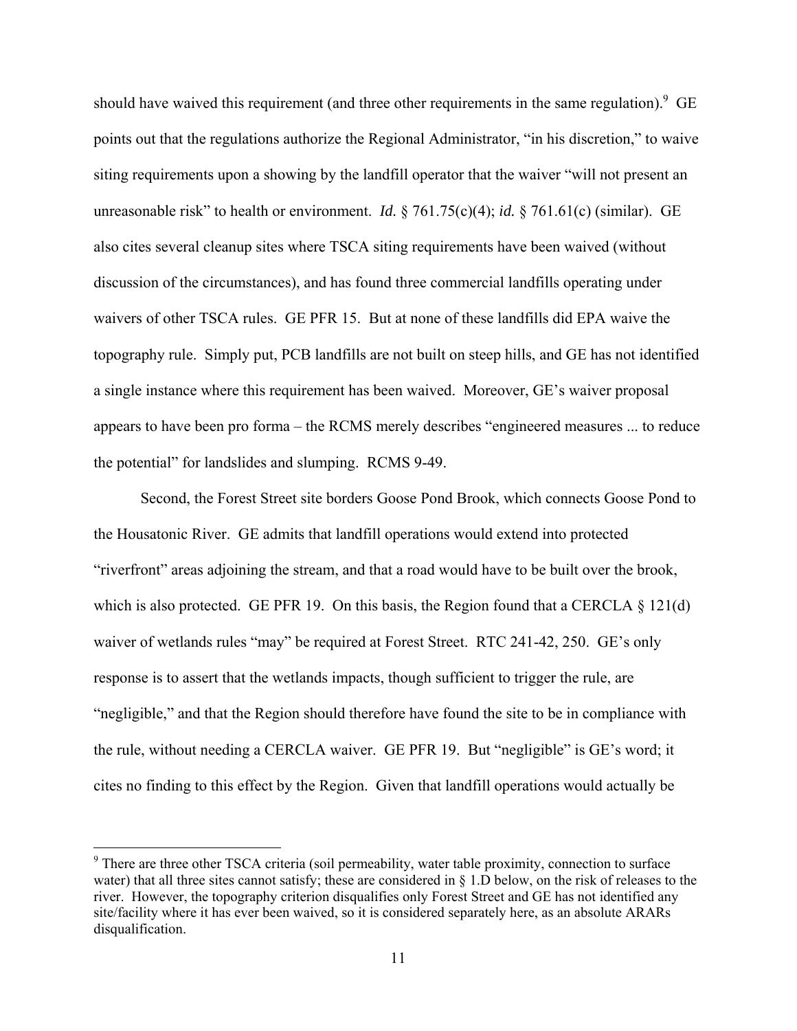should have waived this requirement (and three other requirements in the same regulation).[9] GE points out that the regulations authorize the Regional Administrator, "in his discretion," to waive siting requirements upon a showing by the landfill operator that the waiver "will not present an unreasonable risk" to health or environment. *Id.* § 761.75(c)(4); *id.* § 761.61(c) (similar). GE also cites several cleanup sites where TSCA siting requirements have been waived (without discussion of the circumstances), and has found three commercial landfills operating under waivers of other TSCA rules. GE PFR 15. But at none of these landfills did EPA waive the topography rule. Simply put, PCB landfills are not built on steep hills, and GE has not identified a single instance where this requirement has been waived. Moreover, GE's waiver proposal appears to have been pro forma – the RCMS merely describes "engineered measures ... to reduce the potential" for landslides and slumping. RCMS 9-49.

Second, the Forest Street site borders Goose Pond Brook, which connects Goose Pond to the Housatonic River. GE admits that landfill operations would extend into protected "riverfront" areas adjoining the stream, and that a road would have to be built over the brook, which is also protected. GE PFR 19. On this basis, the Region found that a CERCLA § 121(d) waiver of wetlands rules "may" be required at Forest Street. RTC 241-42, 250. GE's only response is to assert that the wetlands impacts, though sufficient to trigger the rule, are "negligible," and that the Region should therefore have found the site to be in compliance with the rule, without needing a CERCLA waiver. GE PFR 19. But "negligible" is GE's word; it cites no finding to this effect by the Region. Given that landfill operations would actually be

[9] There are three other TSCA criteria (soil permeability, water table proximity, connection to surface water) that all three sites cannot satisfy; these are considered in § 1.D below, on the risk of releases to the river. However, the topography criterion disqualifies only Forest Street and GE has not identified any site/facility where it has ever been waived, so it is considered separately here, as an absolute ARARs disqualification.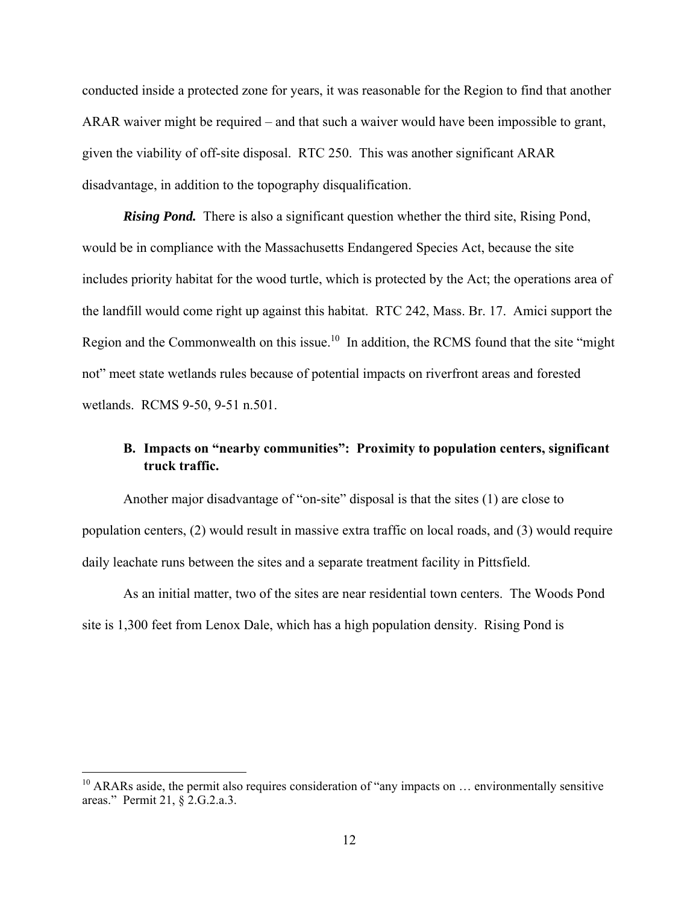conducted inside a protected zone for years, it was reasonable for the Region to find that another ARAR waiver might be required – and that such a waiver would have been impossible to grant, given the viability of off-site disposal. RTC 250. This was another significant ARAR disadvantage, in addition to the topography disqualification.

***Rising Pond.*** There is also a significant question whether the third site, Rising Pond, would be in compliance with the Massachusetts Endangered Species Act, because the site includes priority habitat for the wood turtle, which is protected by the Act; the operations area of the landfill would come right up against this habitat. RTC 242, Mass. Br. 17. Amici support the Region and the Commonwealth on this issue.[10] In addition, the RCMS found that the site "might not" meet state wetlands rules because of potential impacts on riverfront areas and forested wetlands. RCMS 9-50, 9-51 n.501.

### B. Impacts on "nearby communities": Proximity to population centers, significant truck traffic.

Another major disadvantage of "on-site" disposal is that the sites (1) are close to population centers, (2) would result in massive extra traffic on local roads, and (3) would require daily leachate runs between the sites and a separate treatment facility in Pittsfield.

As an initial matter, two of the sites are near residential town centers. The Woods Pond site is 1,300 feet from Lenox Dale, which has a high population density. Rising Pond is

---

[10] ARARs aside, the permit also requires consideration of "any impacts on … environmentally sensitive areas." Permit 21, § 2.G.2.a.3.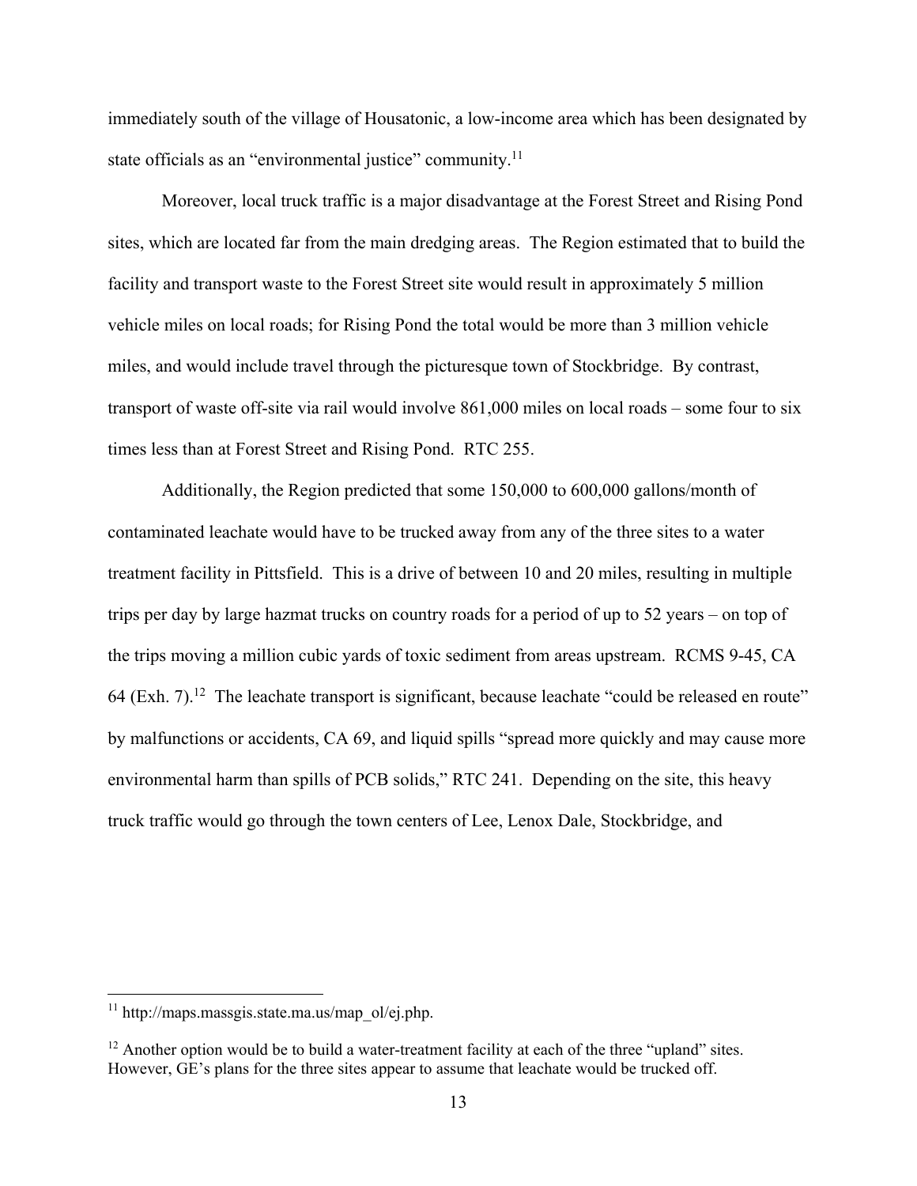immediately south of the village of Housatonic, a low-income area which has been designated by state officials as an "environmental justice" community.[11]

Moreover, local truck traffic is a major disadvantage at the Forest Street and Rising Pond sites, which are located far from the main dredging areas. The Region estimated that to build the facility and transport waste to the Forest Street site would result in approximately 5 million vehicle miles on local roads; for Rising Pond the total would be more than 3 million vehicle miles, and would include travel through the picturesque town of Stockbridge. By contrast, transport of waste off-site via rail would involve 861,000 miles on local roads – some four to six times less than at Forest Street and Rising Pond. RTC 255.

Additionally, the Region predicted that some 150,000 to 600,000 gallons/month of contaminated leachate would have to be trucked away from any of the three sites to a water treatment facility in Pittsfield. This is a drive of between 10 and 20 miles, resulting in multiple trips per day by large hazmat trucks on country roads for a period of up to 52 years – on top of the trips moving a million cubic yards of toxic sediment from areas upstream. RCMS 9-45, CA 64 (Exh. 7).[12] The leachate transport is significant, because leachate "could be released en route" by malfunctions or accidents, CA 69, and liquid spills "spread more quickly and may cause more environmental harm than spills of PCB solids," RTC 241. Depending on the site, this heavy truck traffic would go through the town centers of Lee, Lenox Dale, Stockbridge, and

---

[11] http://maps.massgis.state.ma.us/map_ol/ej.php.

[12] Another option would be to build a water-treatment facility at each of the three "upland" sites. However, GE's plans for the three sites appear to assume that leachate would be trucked off.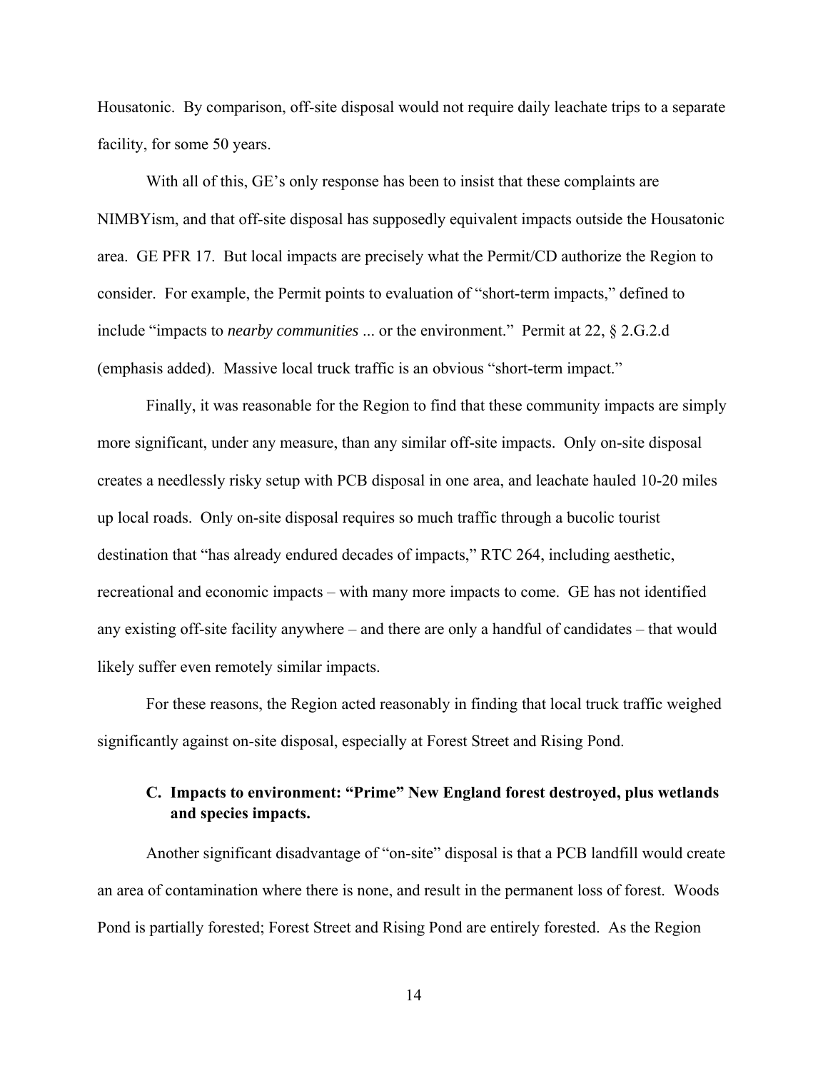Housatonic. By comparison, off-site disposal would not require daily leachate trips to a separate facility, for some 50 years.

With all of this, GE's only response has been to insist that these complaints are NIMBYism, and that off-site disposal has supposedly equivalent impacts outside the Housatonic area. GE PFR 17. But local impacts are precisely what the Permit/CD authorize the Region to consider. For example, the Permit points to evaluation of "short-term impacts," defined to include "impacts to *nearby communities* ... or the environment." Permit at 22, § 2.G.2.d (emphasis added). Massive local truck traffic is an obvious "short-term impact."

Finally, it was reasonable for the Region to find that these community impacts are simply more significant, under any measure, than any similar off-site impacts. Only on-site disposal creates a needlessly risky setup with PCB disposal in one area, and leachate hauled 10-20 miles up local roads. Only on-site disposal requires so much traffic through a bucolic tourist destination that "has already endured decades of impacts," RTC 264, including aesthetic, recreational and economic impacts – with many more impacts to come. GE has not identified any existing off-site facility anywhere – and there are only a handful of candidates – that would likely suffer even remotely similar impacts.

For these reasons, the Region acted reasonably in finding that local truck traffic weighed significantly against on-site disposal, especially at Forest Street and Rising Pond.

### C. Impacts to environment: "Prime" New England forest destroyed, plus wetlands and species impacts.

Another significant disadvantage of "on-site" disposal is that a PCB landfill would create an area of contamination where there is none, and result in the permanent loss of forest. Woods Pond is partially forested; Forest Street and Rising Pond are entirely forested. As the Region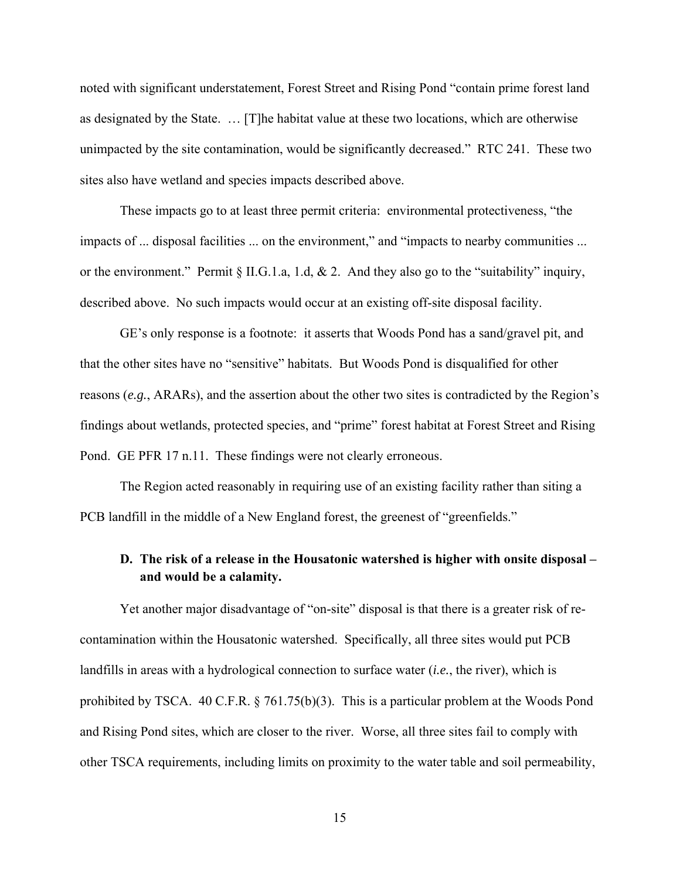noted with significant understatement, Forest Street and Rising Pond "contain prime forest land as designated by the State. … [T]he habitat value at these two locations, which are otherwise unimpacted by the site contamination, would be significantly decreased." RTC 241. These two sites also have wetland and species impacts described above.

These impacts go to at least three permit criteria: environmental protectiveness, "the impacts of ... disposal facilities ... on the environment," and "impacts to nearby communities ... or the environment." Permit § II.G.1.a, 1.d, & 2. And they also go to the "suitability" inquiry, described above. No such impacts would occur at an existing off-site disposal facility.

GE's only response is a footnote: it asserts that Woods Pond has a sand/gravel pit, and that the other sites have no "sensitive" habitats. But Woods Pond is disqualified for other reasons (*e.g.*, ARARs), and the assertion about the other two sites is contradicted by the Region's findings about wetlands, protected species, and "prime" forest habitat at Forest Street and Rising Pond. GE PFR 17 n.11. These findings were not clearly erroneous.

The Region acted reasonably in requiring use of an existing facility rather than siting a PCB landfill in the middle of a New England forest, the greenest of "greenfields."

### D. The risk of a release in the Housatonic watershed is higher with onsite disposal – and would be a calamity.

Yet another major disadvantage of "on-site" disposal is that there is a greater risk of re-contamination within the Housatonic watershed. Specifically, all three sites would put PCB landfills in areas with a hydrological connection to surface water (*i.e.*, the river), which is prohibited by TSCA. 40 C.F.R. § 761.75(b)(3). This is a particular problem at the Woods Pond and Rising Pond sites, which are closer to the river. Worse, all three sites fail to comply with other TSCA requirements, including limits on proximity to the water table and soil permeability,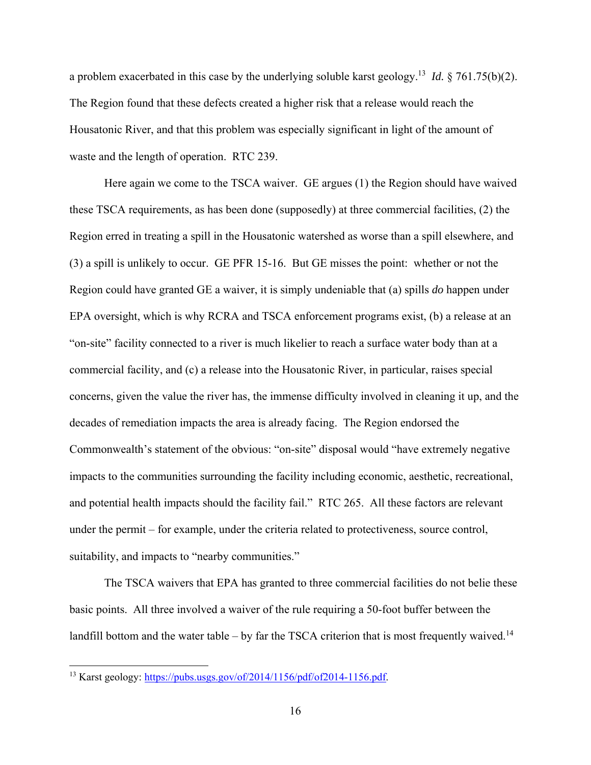a problem exacerbated in this case by the underlying soluble karst geology.[13] *Id.* § 761.75(b)(2). The Region found that these defects created a higher risk that a release would reach the Housatonic River, and that this problem was especially significant in light of the amount of waste and the length of operation. RTC 239.

Here again we come to the TSCA waiver. GE argues (1) the Region should have waived these TSCA requirements, as has been done (supposedly) at three commercial facilities, (2) the Region erred in treating a spill in the Housatonic watershed as worse than a spill elsewhere, and (3) a spill is unlikely to occur. GE PFR 15-16. But GE misses the point: whether or not the Region could have granted GE a waiver, it is simply undeniable that (a) spills *do* happen under EPA oversight, which is why RCRA and TSCA enforcement programs exist, (b) a release at an "on-site" facility connected to a river is much likelier to reach a surface water body than at a commercial facility, and (c) a release into the Housatonic River, in particular, raises special concerns, given the value the river has, the immense difficulty involved in cleaning it up, and the decades of remediation impacts the area is already facing. The Region endorsed the Commonwealth's statement of the obvious: "on-site" disposal would "have extremely negative impacts to the communities surrounding the facility including economic, aesthetic, recreational, and potential health impacts should the facility fail." RTC 265. All these factors are relevant under the permit – for example, under the criteria related to protectiveness, source control, suitability, and impacts to "nearby communities."

The TSCA waivers that EPA has granted to three commercial facilities do not belie these basic points. All three involved a waiver of the rule requiring a 50-foot buffer between the landfill bottom and the water table – by far the TSCA criterion that is most frequently waived.[14]

---

[13] Karst geology: https://pubs.usgs.gov/of/2014/1156/pdf/of2014-1156.pdf.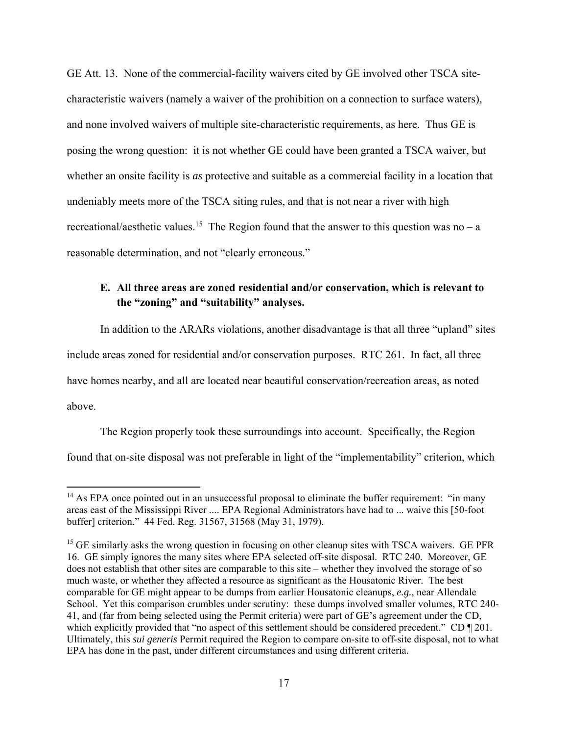GE Att. 13. None of the commercial-facility waivers cited by GE involved other TSCA site-characteristic waivers (namely a waiver of the prohibition on a connection to surface waters), and none involved waivers of multiple site-characteristic requirements, as here. Thus GE is posing the wrong question: it is not whether GE could have been granted a TSCA waiver, but whether an onsite facility is *as* protective and suitable as a commercial facility in a location that undeniably meets more of the TSCA siting rules, and that is not near a river with high recreational/aesthetic values.[15] The Region found that the answer to this question was no – a reasonable determination, and not "clearly erroneous."

### E. All three areas are zoned residential and/or conservation, which is relevant to the "zoning" and "suitability" analyses.

In addition to the ARARs violations, another disadvantage is that all three "upland" sites include areas zoned for residential and/or conservation purposes. RTC 261. In fact, all three have homes nearby, and all are located near beautiful conservation/recreation areas, as noted above.

The Region properly took these surroundings into account. Specifically, the Region found that on-site disposal was not preferable in light of the "implementability" criterion, which

---

[14] As EPA once pointed out in an unsuccessful proposal to eliminate the buffer requirement: "in many areas east of the Mississippi River .... EPA Regional Administrators have had to ... waive this [50-foot buffer] criterion." 44 Fed. Reg. 31567, 31568 (May 31, 1979).

[15] GE similarly asks the wrong question in focusing on other cleanup sites with TSCA waivers. GE PFR 16. GE simply ignores the many sites where EPA selected off-site disposal. RTC 240. Moreover, GE does not establish that other sites are comparable to this site – whether they involved the storage of so much waste, or whether they affected a resource as significant as the Housatonic River. The best comparable for GE might appear to be dumps from earlier Housatonic cleanups, *e.g.*, near Allendale School. Yet this comparison crumbles under scrutiny: these dumps involved smaller volumes, RTC 240-41, and (far from being selected using the Permit criteria) were part of GE's agreement under the CD, which explicitly provided that "no aspect of this settlement should be considered precedent." CD ¶ 201. Ultimately, this *sui generis* Permit required the Region to compare on-site to off-site disposal, not to what EPA has done in the past, under different circumstances and using different criteria.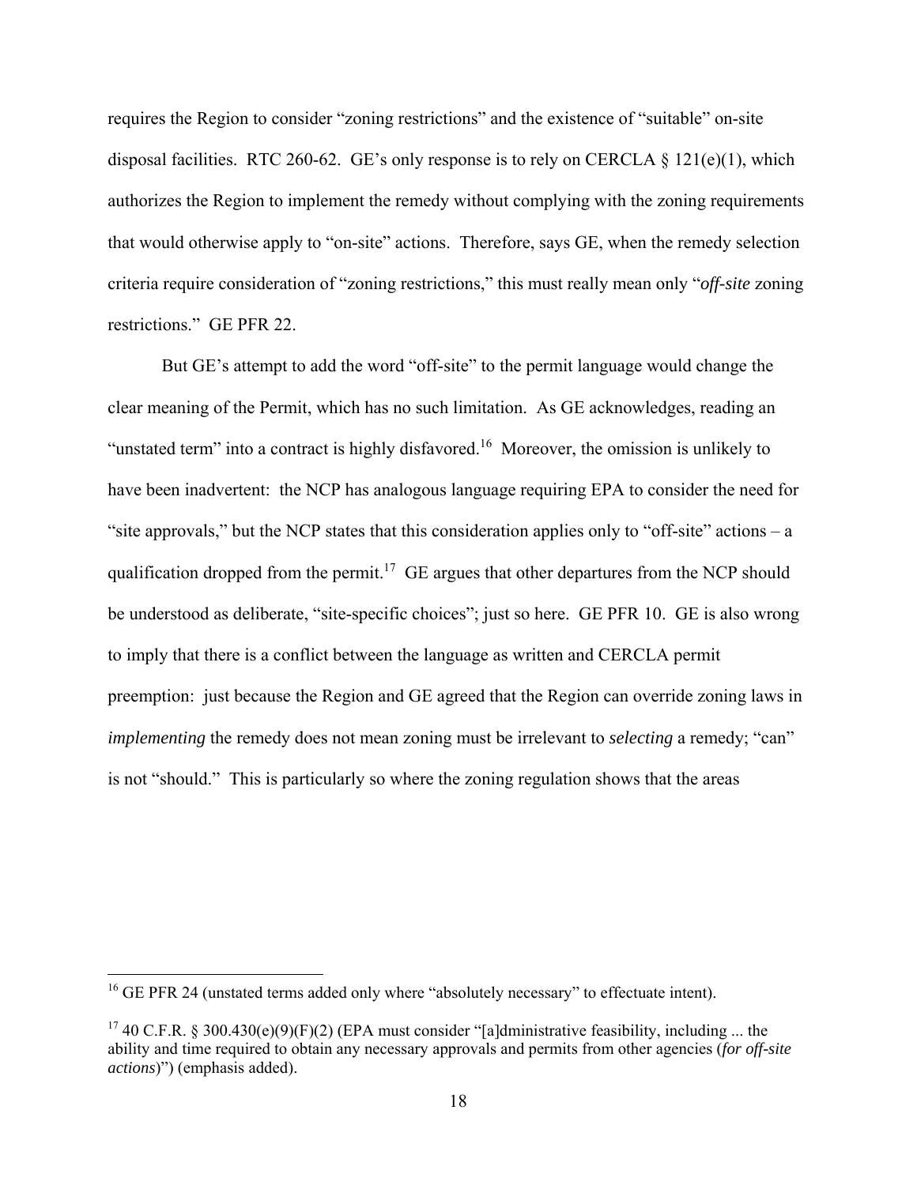requires the Region to consider "zoning restrictions" and the existence of "suitable" on-site disposal facilities. RTC 260-62. GE's only response is to rely on CERCLA § 121(e)(1), which authorizes the Region to implement the remedy without complying with the zoning requirements that would otherwise apply to "on-site" actions. Therefore, says GE, when the remedy selection criteria require consideration of "zoning restrictions," this must really mean only "*off-site* zoning restrictions." GE PFR 22.

But GE's attempt to add the word "off-site" to the permit language would change the clear meaning of the Permit, which has no such limitation. As GE acknowledges, reading an "unstated term" into a contract is highly disfavored.[16] Moreover, the omission is unlikely to have been inadvertent: the NCP has analogous language requiring EPA to consider the need for "site approvals," but the NCP states that this consideration applies only to "off-site" actions – a qualification dropped from the permit.[17] GE argues that other departures from the NCP should be understood as deliberate, "site-specific choices"; just so here. GE PFR 10. GE is also wrong to imply that there is a conflict between the language as written and CERCLA permit preemption: just because the Region and GE agreed that the Region can override zoning laws in *implementing* the remedy does not mean zoning must be irrelevant to *selecting* a remedy; "can" is not "should." This is particularly so where the zoning regulation shows that the areas

---

[16] GE PFR 24 (unstated terms added only where "absolutely necessary" to effectuate intent).

[17] 40 C.F.R. § 300.430(e)(9)(F)(2) (EPA must consider "[a]dministrative feasibility, including ... the ability and time required to obtain any necessary approvals and permits from other agencies (*for off-site actions*)") (emphasis added).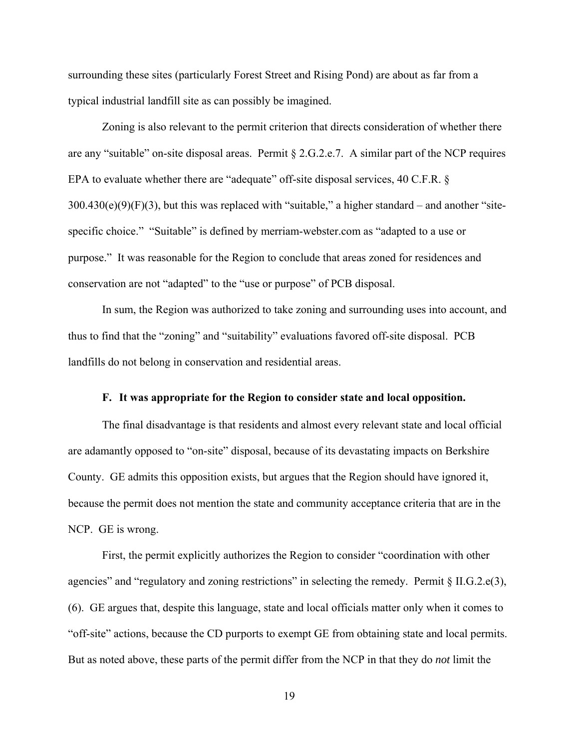surrounding these sites (particularly Forest Street and Rising Pond) are about as far from a typical industrial landfill site as can possibly be imagined.

Zoning is also relevant to the permit criterion that directs consideration of whether there are any "suitable" on-site disposal areas. Permit § 2.G.2.e.7. A similar part of the NCP requires EPA to evaluate whether there are "adequate" off-site disposal services, 40 C.F.R. § 300.430(e)(9)(F)(3), but this was replaced with "suitable," a higher standard – and another "site-specific choice." "Suitable" is defined by merriam-webster.com as "adapted to a use or purpose." It was reasonable for the Region to conclude that areas zoned for residences and conservation are not "adapted" to the "use or purpose" of PCB disposal.

In sum, the Region was authorized to take zoning and surrounding uses into account, and thus to find that the "zoning" and "suitability" evaluations favored off-site disposal. PCB landfills do not belong in conservation and residential areas.

### F. It was appropriate for the Region to consider state and local opposition.

The final disadvantage is that residents and almost every relevant state and local official are adamantly opposed to "on-site" disposal, because of its devastating impacts on Berkshire County. GE admits this opposition exists, but argues that the Region should have ignored it, because the permit does not mention the state and community acceptance criteria that are in the NCP. GE is wrong.

First, the permit explicitly authorizes the Region to consider "coordination with other agencies" and "regulatory and zoning restrictions" in selecting the remedy. Permit § II.G.2.e(3), (6). GE argues that, despite this language, state and local officials matter only when it comes to "off-site" actions, because the CD purports to exempt GE from obtaining state and local permits. But as noted above, these parts of the permit differ from the NCP in that they do *not* limit the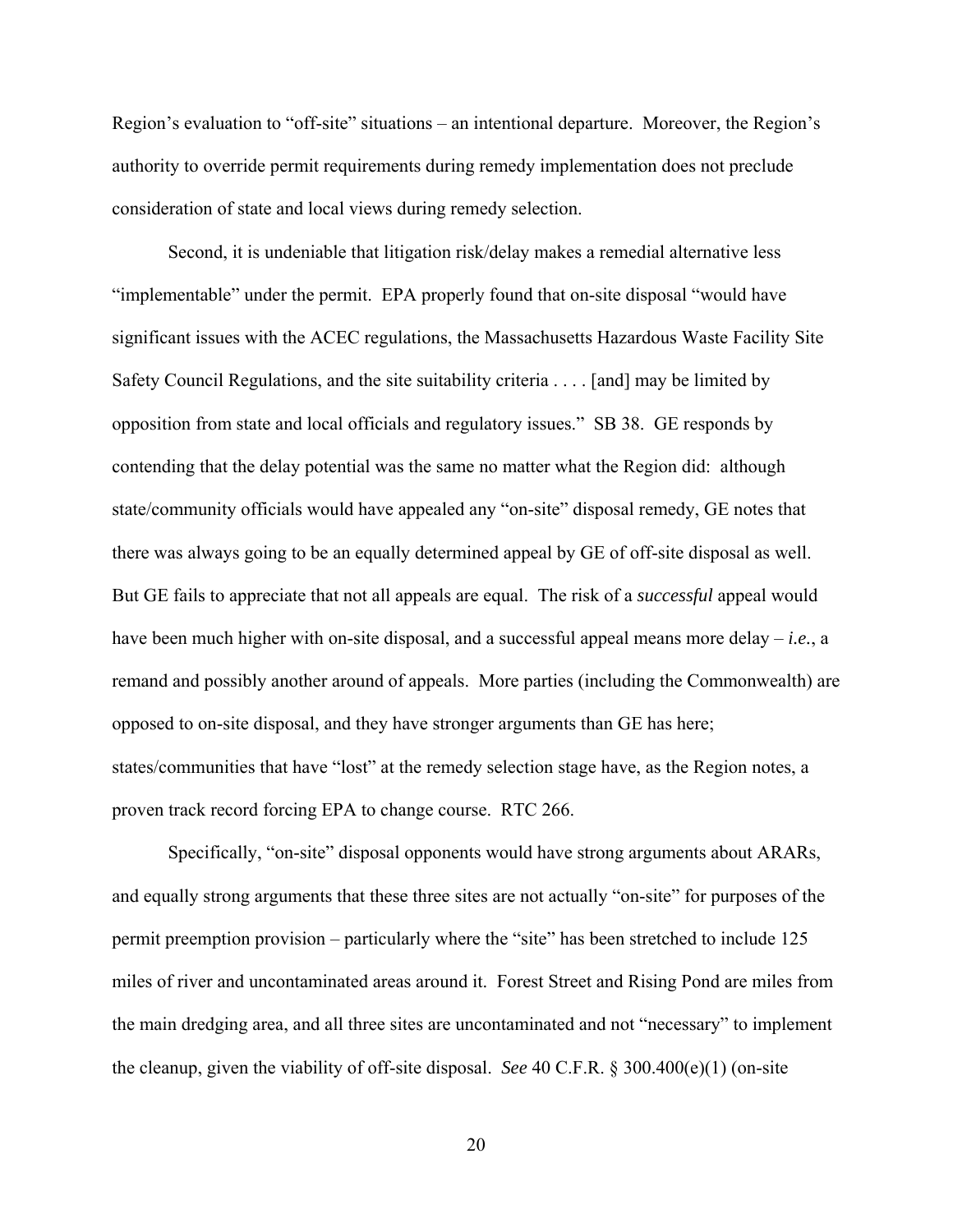Region's evaluation to "off-site" situations – an intentional departure. Moreover, the Region's authority to override permit requirements during remedy implementation does not preclude consideration of state and local views during remedy selection.

Second, it is undeniable that litigation risk/delay makes a remedial alternative less "implementable" under the permit. EPA properly found that on-site disposal "would have significant issues with the ACEC regulations, the Massachusetts Hazardous Waste Facility Site Safety Council Regulations, and the site suitability criteria . . . . [and] may be limited by opposition from state and local officials and regulatory issues." SB 38. GE responds by contending that the delay potential was the same no matter what the Region did: although state/community officials would have appealed any "on-site" disposal remedy, GE notes that there was always going to be an equally determined appeal by GE of off-site disposal as well. But GE fails to appreciate that not all appeals are equal. The risk of a *successful* appeal would have been much higher with on-site disposal, and a successful appeal means more delay – *i.e.*, a remand and possibly another around of appeals. More parties (including the Commonwealth) are opposed to on-site disposal, and they have stronger arguments than GE has here; states/communities that have "lost" at the remedy selection stage have, as the Region notes, a proven track record forcing EPA to change course. RTC 266.

Specifically, "on-site" disposal opponents would have strong arguments about ARARs, and equally strong arguments that these three sites are not actually "on-site" for purposes of the permit preemption provision – particularly where the "site" has been stretched to include 125 miles of river and uncontaminated areas around it. Forest Street and Rising Pond are miles from the main dredging area, and all three sites are uncontaminated and not "necessary" to implement the cleanup, given the viability of off-site disposal. *See* 40 C.F.R. § 300.400(e)(1) (on-site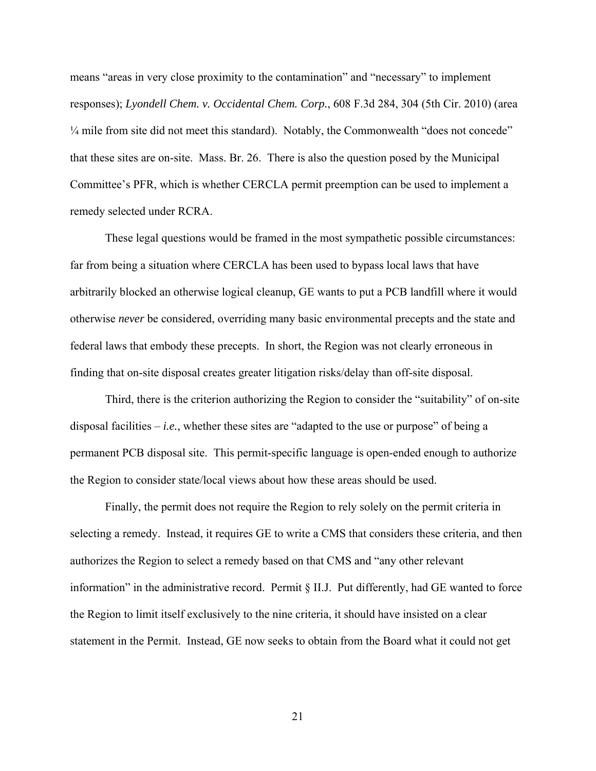means "areas in very close proximity to the contamination" and "necessary" to implement responses); *Lyondell Chem. v. Occidental Chem. Corp.*, 608 F.3d 284, 304 (5th Cir. 2010) (area ¼ mile from site did not meet this standard). Notably, the Commonwealth "does not concede" that these sites are on-site. Mass. Br. 26. There is also the question posed by the Municipal Committee's PFR, which is whether CERCLA permit preemption can be used to implement a remedy selected under RCRA.

These legal questions would be framed in the most sympathetic possible circumstances: far from being a situation where CERCLA has been used to bypass local laws that have arbitrarily blocked an otherwise logical cleanup, GE wants to put a PCB landfill where it would otherwise *never* be considered, overriding many basic environmental precepts and the state and federal laws that embody these precepts. In short, the Region was not clearly erroneous in finding that on-site disposal creates greater litigation risks/delay than off-site disposal.

Third, there is the criterion authorizing the Region to consider the "suitability" of on-site disposal facilities – *i.e.*, whether these sites are "adapted to the use or purpose" of being a permanent PCB disposal site. This permit-specific language is open-ended enough to authorize the Region to consider state/local views about how these areas should be used.

Finally, the permit does not require the Region to rely solely on the permit criteria in selecting a remedy. Instead, it requires GE to write a CMS that considers these criteria, and then authorizes the Region to select a remedy based on that CMS and "any other relevant information" in the administrative record. Permit § II.J. Put differently, had GE wanted to force the Region to limit itself exclusively to the nine criteria, it should have insisted on a clear statement in the Permit. Instead, GE now seeks to obtain from the Board what it could not get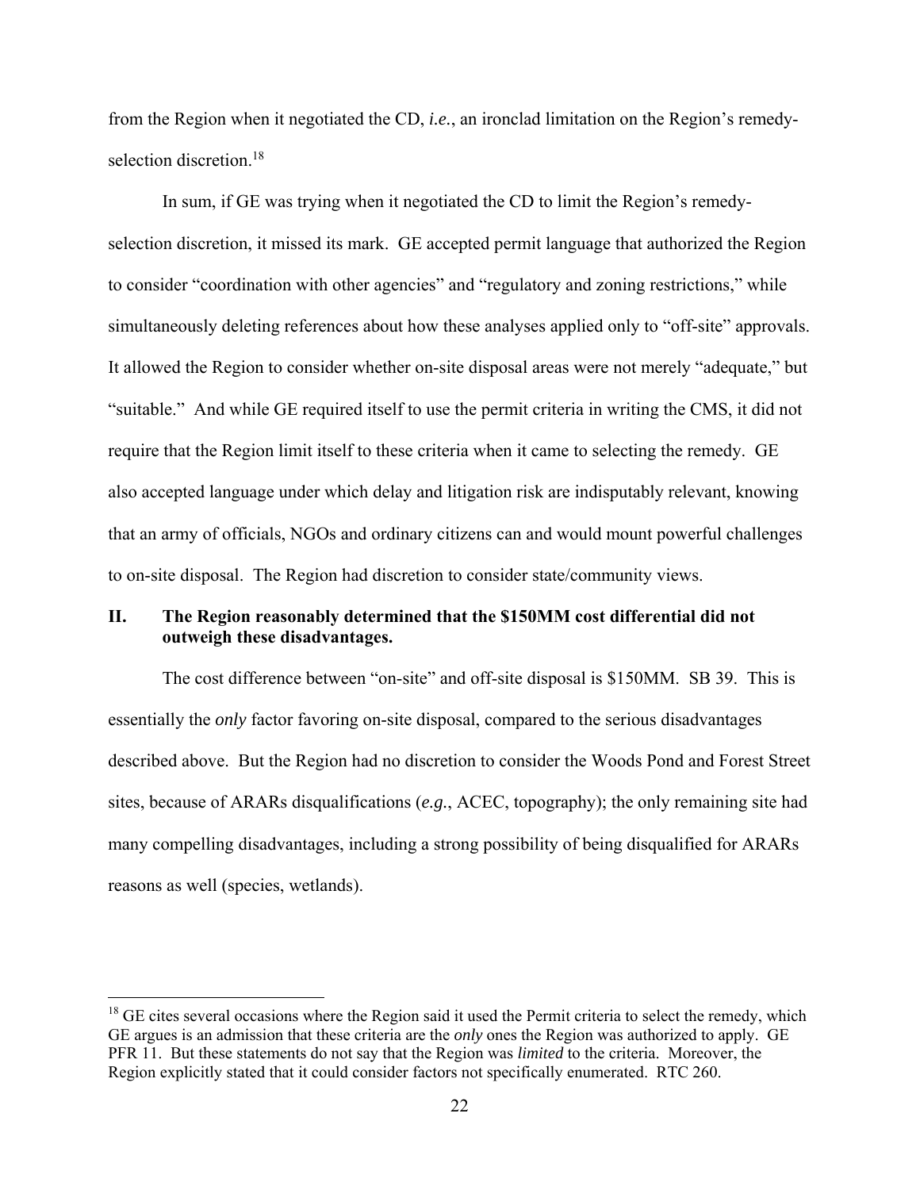from the Region when it negotiated the CD, *i.e.*, an ironclad limitation on the Region's remedy-selection discretion.[18]

In sum, if GE was trying when it negotiated the CD to limit the Region's remedy-selection discretion, it missed its mark. GE accepted permit language that authorized the Region to consider "coordination with other agencies" and "regulatory and zoning restrictions," while simultaneously deleting references about how these analyses applied only to "off-site" approvals. It allowed the Region to consider whether on-site disposal areas were not merely "adequate," but "suitable." And while GE required itself to use the permit criteria in writing the CMS, it did not require that the Region limit itself to these criteria when it came to selecting the remedy. GE also accepted language under which delay and litigation risk are indisputably relevant, knowing that an army of officials, NGOs and ordinary citizens can and would mount powerful challenges to on-site disposal. The Region had discretion to consider state/community views.

## II. The Region reasonably determined that the $150MM cost differential did not outweigh these disadvantages.

The cost difference between "on-site" and off-site disposal is $150MM. SB 39. This is essentially the *only* factor favoring on-site disposal, compared to the serious disadvantages described above. But the Region had no discretion to consider the Woods Pond and Forest Street sites, because of ARARs disqualifications (*e.g.*, ACEC, topography); the only remaining site had many compelling disadvantages, including a strong possibility of being disqualified for ARARs reasons as well (species, wetlands).

---

[18] GE cites several occasions where the Region said it used the Permit criteria to select the remedy, which GE argues is an admission that these criteria are the *only* ones the Region was authorized to apply. GE PFR 11. But these statements do not say that the Region was *limited* to the criteria. Moreover, the Region explicitly stated that it could consider factors not specifically enumerated. RTC 260.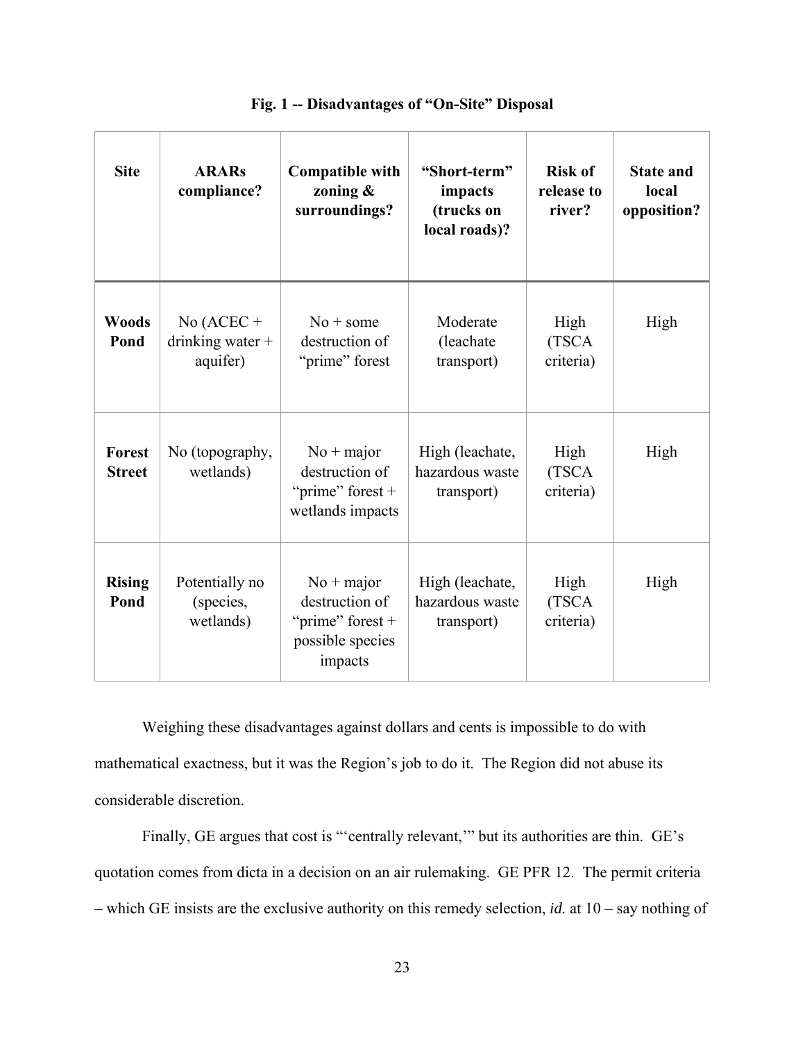**Fig. 1 -- Disadvantages of "On-Site" Disposal**

| Site | ARARs compliance? | Compatible with zoning & surroundings? | "Short-term" impacts (trucks on local roads)? | Risk of release to river? | State and local opposition? |
|---|---|---|---|---|---|
| **Woods Pond** | No (ACEC + drinking water + aquifer) | No + some destruction of "prime" forest | Moderate (leachate transport) | High (TSCA criteria) | High |
| **Forest Street** | No (topography, wetlands) | No + major destruction of "prime" forest + wetlands impacts | High (leachate, hazardous waste transport) | High (TSCA criteria) | High |
| **Rising Pond** | Potentially no (species, wetlands) | No + major destruction of "prime" forest + possible species impacts | High (leachate, hazardous waste transport) | High (TSCA criteria) | High |

Weighing these disadvantages against dollars and cents is impossible to do with mathematical exactness, but it was the Region's job to do it. The Region did not abuse its considerable discretion.

Finally, GE argues that cost is "'centrally relevant,'" but its authorities are thin. GE's quotation comes from dicta in a decision on an air rulemaking. GE PFR 12. The permit criteria – which GE insists are the exclusive authority on this remedy selection, *id.* at 10 – say nothing of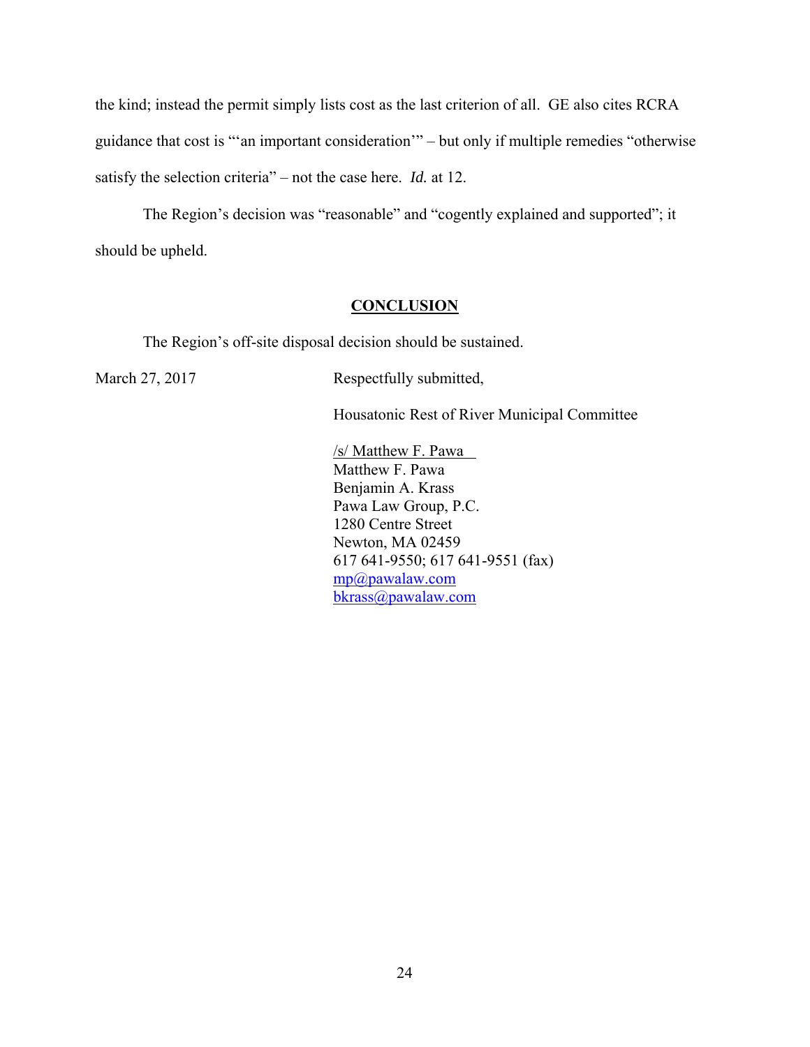the kind; instead the permit simply lists cost as the last criterion of all. GE also cites RCRA guidance that cost is "'an important consideration'" – but only if multiple remedies "otherwise satisfy the selection criteria" – not the case here. *Id.* at 12.

The Region's decision was "reasonable" and "cogently explained and supported"; it should be upheld.

## CONCLUSION

The Region's off-site disposal decision should be sustained.

March 27, 2017

Respectfully submitted,

Housatonic Rest of River Municipal Committee

/s/ Matthew F. Pawa
Matthew F. Pawa
Benjamin A. Krass
Pawa Law Group, P.C.
1280 Centre Street
Newton, MA 02459
617 641-9550; 617 641-9551 (fax)
mp@pawalaw.com
bkrass@pawalaw.com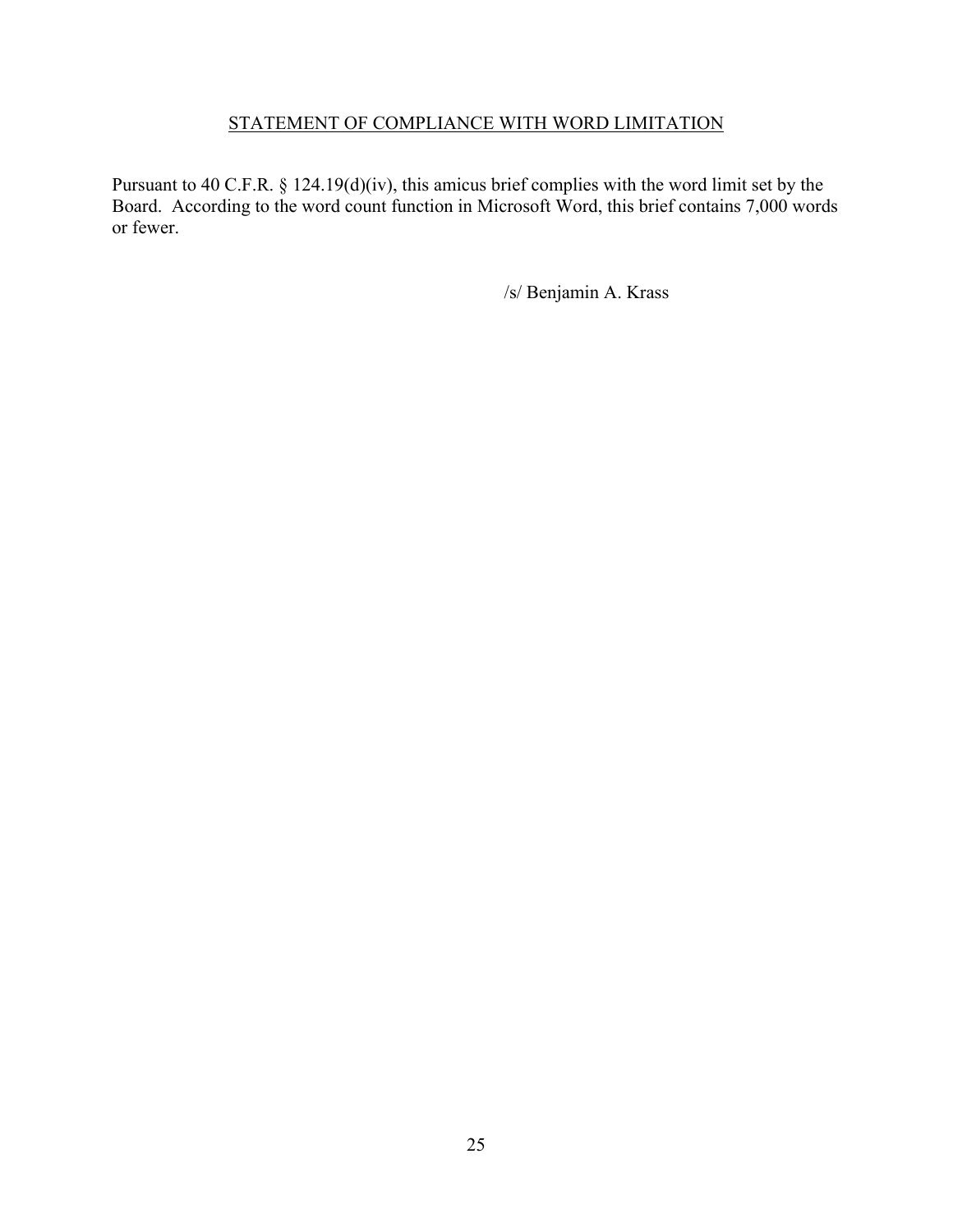## STATEMENT OF COMPLIANCE WITH WORD LIMITATION

Pursuant to 40 C.F.R. § 124.19(d)(iv), this amicus brief complies with the word limit set by the Board. According to the word count function in Microsoft Word, this brief contains 7,000 words or fewer.

/s/ Benjamin A. Krass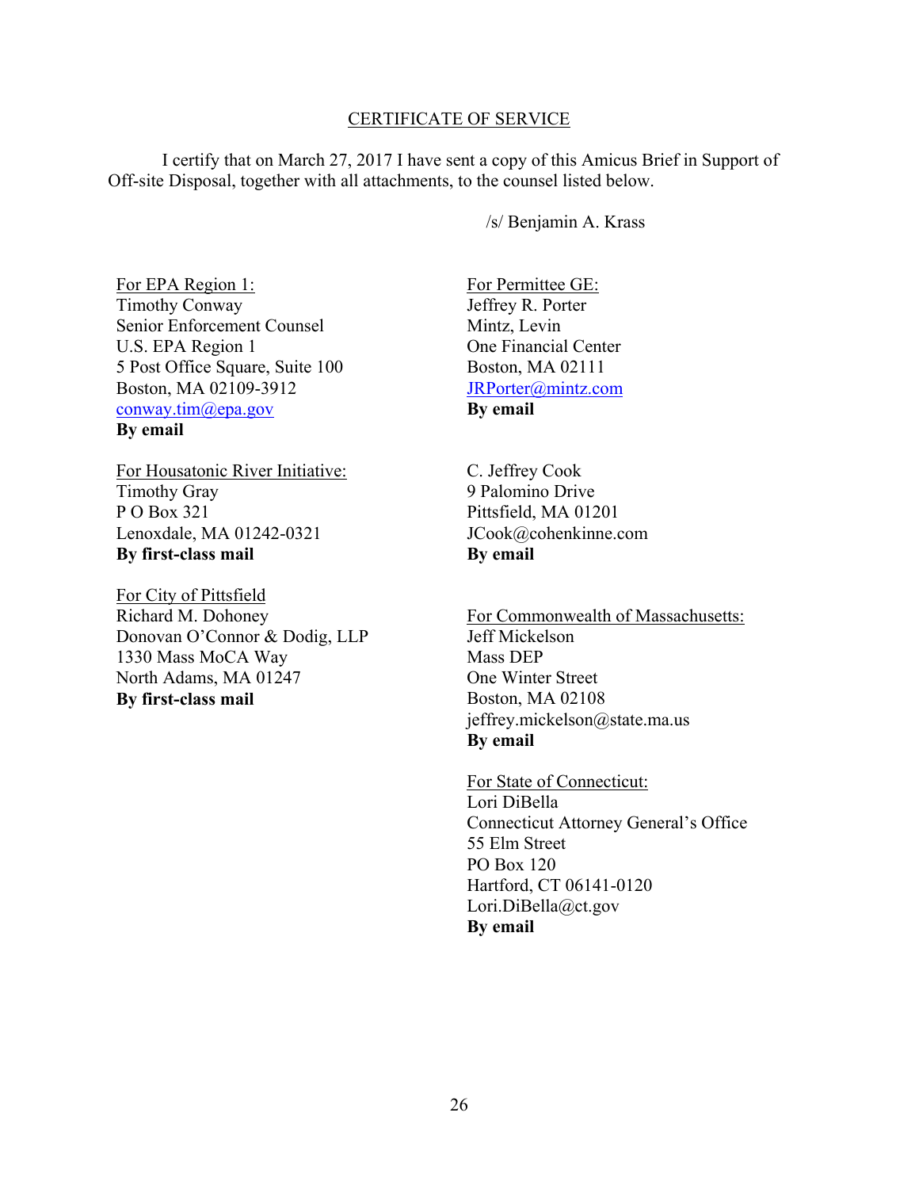CERTIFICATE OF SERVICE

I certify that on March 27, 2017 I have sent a copy of this Amicus Brief in Support of Off-site Disposal, together with all attachments, to the counsel listed below.

/s/ Benjamin A. Krass

For EPA Region 1:
Timothy Conway
Senior Enforcement Counsel
U.S. EPA Region 1
5 Post Office Square, Suite 100
Boston, MA 02109-3912
conway.tim@epa.gov
**By email**

For Housatonic River Initiative:
Timothy Gray
P O Box 321
Lenoxdale, MA 01242-0321
**By first-class mail**

For City of Pittsfield
Richard M. Dohoney
Donovan O'Connor & Dodig, LLP
1330 Mass MoCA Way
North Adams, MA 01247
**By first-class mail**

For Permittee GE:
Jeffrey R. Porter
Mintz, Levin
One Financial Center
Boston, MA 02111
JRPorter@mintz.com
**By email**

C. Jeffrey Cook
9 Palomino Drive
Pittsfield, MA 01201
JCook@cohenkinne.com
**By email**

For Commonwealth of Massachusetts:
Jeff Mickelson
Mass DEP
One Winter Street
Boston, MA 02108
jeffrey.mickelson@state.ma.us
**By email**

For State of Connecticut:
Lori DiBella
Connecticut Attorney General's Office
55 Elm Street
PO Box 120
Hartford, CT 06141-0120
Lori.DiBella@ct.gov
**By email**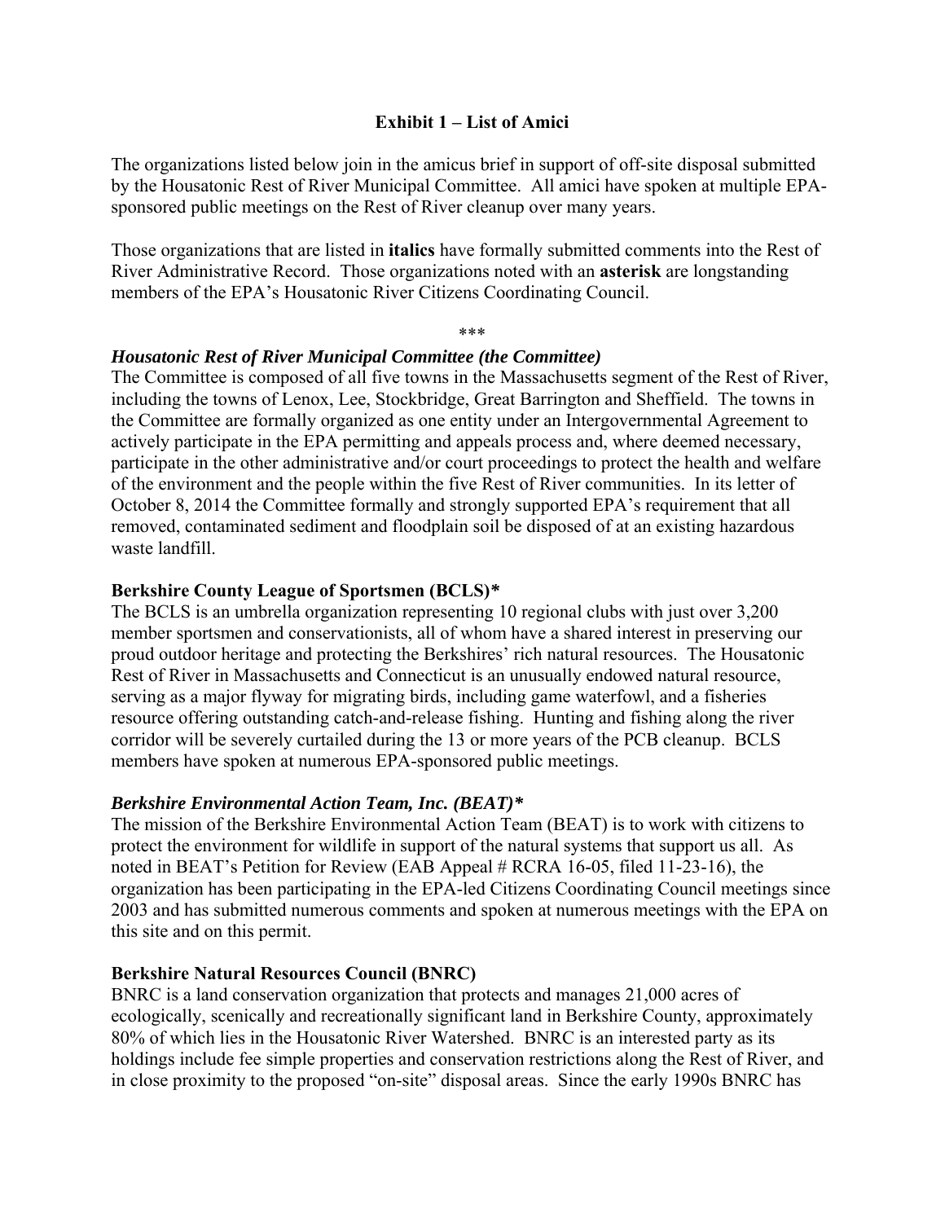**Exhibit 1 – List of Amici**

The organizations listed below join in the amicus brief in support of off-site disposal submitted by the Housatonic Rest of River Municipal Committee. All amici have spoken at multiple EPA-sponsored public meetings on the Rest of River cleanup over many years.

Those organizations that are listed in **italics** have formally submitted comments into the Rest of River Administrative Record. Those organizations noted with an **asterisk** are longstanding members of the EPA's Housatonic River Citizens Coordinating Council.

***

***Housatonic Rest of River Municipal Committee (the Committee)***

The Committee is composed of all five towns in the Massachusetts segment of the Rest of River, including the towns of Lenox, Lee, Stockbridge, Great Barrington and Sheffield. The towns in the Committee are formally organized as one entity under an Intergovernmental Agreement to actively participate in the EPA permitting and appeals process and, where deemed necessary, participate in the other administrative and/or court proceedings to protect the health and welfare of the environment and the people within the five Rest of River communities. In its letter of October 8, 2014 the Committee formally and strongly supported EPA's requirement that all removed, contaminated sediment and floodplain soil be disposed of at an existing hazardous waste landfill.

**Berkshire County League of Sportsmen (BCLS)***

The BCLS is an umbrella organization representing 10 regional clubs with just over 3,200 member sportsmen and conservationists, all of whom have a shared interest in preserving our proud outdoor heritage and protecting the Berkshires' rich natural resources. The Housatonic Rest of River in Massachusetts and Connecticut is an unusually endowed natural resource, serving as a major flyway for migrating birds, including game waterfowl, and a fisheries resource offering outstanding catch-and-release fishing. Hunting and fishing along the river corridor will be severely curtailed during the 13 or more years of the PCB cleanup. BCLS members have spoken at numerous EPA-sponsored public meetings.

***Berkshire Environmental Action Team, Inc. (BEAT)****

The mission of the Berkshire Environmental Action Team (BEAT) is to work with citizens to protect the environment for wildlife in support of the natural systems that support us all. As noted in BEAT's Petition for Review (EAB Appeal # RCRA 16-05, filed 11-23-16), the organization has been participating in the EPA-led Citizens Coordinating Council meetings since 2003 and has submitted numerous comments and spoken at numerous meetings with the EPA on this site and on this permit.

**Berkshire Natural Resources Council (BNRC)**

BNRC is a land conservation organization that protects and manages 21,000 acres of ecologically, scenically and recreationally significant land in Berkshire County, approximately 80% of which lies in the Housatonic River Watershed. BNRC is an interested party as its holdings include fee simple properties and conservation restrictions along the Rest of River, and in close proximity to the proposed "on-site" disposal areas. Since the early 1990s BNRC has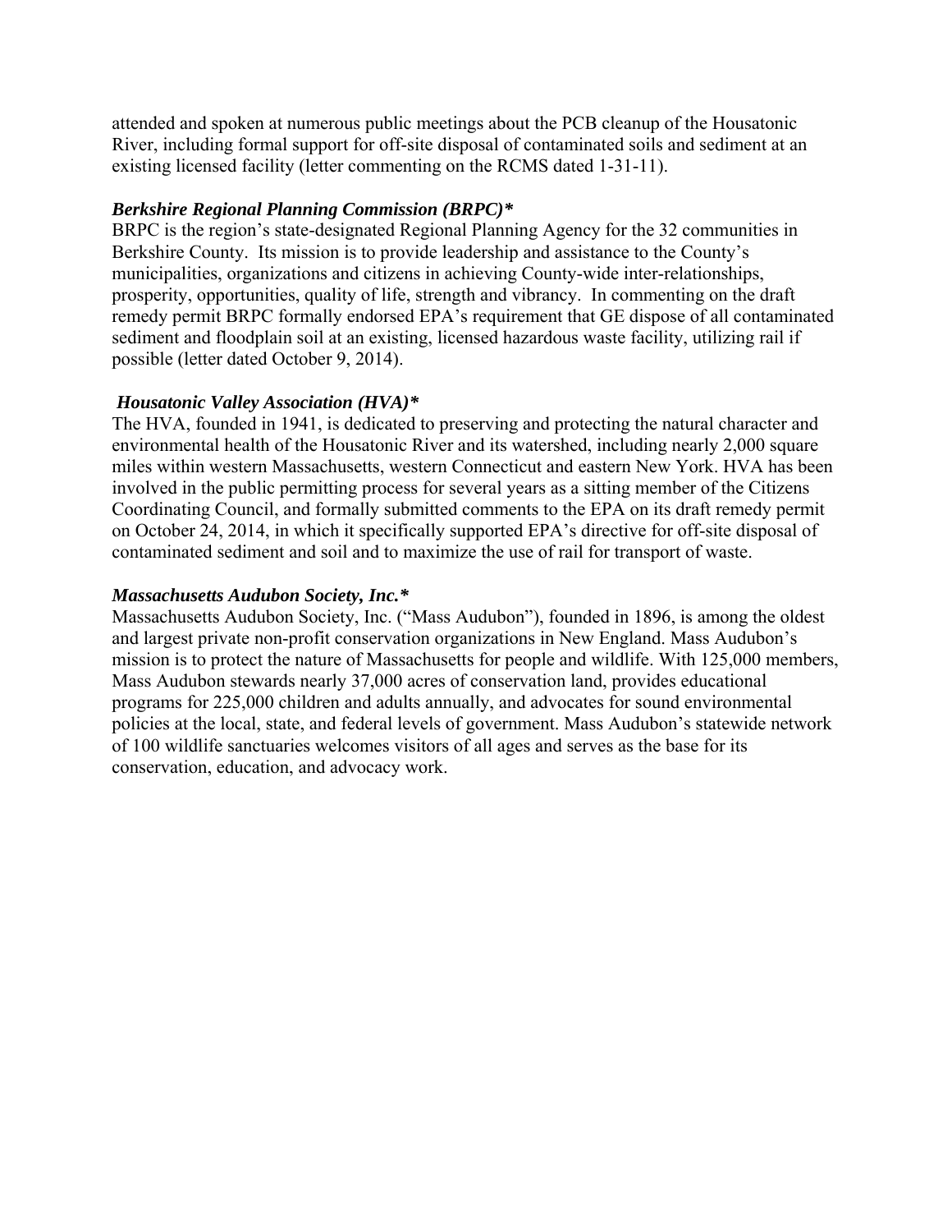attended and spoken at numerous public meetings about the PCB cleanup of the Housatonic River, including formal support for off-site disposal of contaminated soils and sediment at an existing licensed facility (letter commenting on the RCMS dated 1-31-11).

***Berkshire Regional Planning Commission (BRPC)****

BRPC is the region's state-designated Regional Planning Agency for the 32 communities in Berkshire County. Its mission is to provide leadership and assistance to the County's municipalities, organizations and citizens in achieving County-wide inter-relationships, prosperity, opportunities, quality of life, strength and vibrancy. In commenting on the draft remedy permit BRPC formally endorsed EPA's requirement that GE dispose of all contaminated sediment and floodplain soil at an existing, licensed hazardous waste facility, utilizing rail if possible (letter dated October 9, 2014).

***Housatonic Valley Association (HVA)****

The HVA, founded in 1941, is dedicated to preserving and protecting the natural character and environmental health of the Housatonic River and its watershed, including nearly 2,000 square miles within western Massachusetts, western Connecticut and eastern New York. HVA has been involved in the public permitting process for several years as a sitting member of the Citizens Coordinating Council, and formally submitted comments to the EPA on its draft remedy permit on October 24, 2014, in which it specifically supported EPA's directive for off-site disposal of contaminated sediment and soil and to maximize the use of rail for transport of waste.

***Massachusetts Audubon Society, Inc.****

Massachusetts Audubon Society, Inc. ("Mass Audubon"), founded in 1896, is among the oldest and largest private non-profit conservation organizations in New England. Mass Audubon's mission is to protect the nature of Massachusetts for people and wildlife. With 125,000 members, Mass Audubon stewards nearly 37,000 acres of conservation land, provides educational programs for 225,000 children and adults annually, and advocates for sound environmental policies at the local, state, and federal levels of government. Mass Audubon's statewide network of 100 wildlife sanctuaries welcomes visitors of all ages and serves as the base for its conservation, education, and advocacy work.